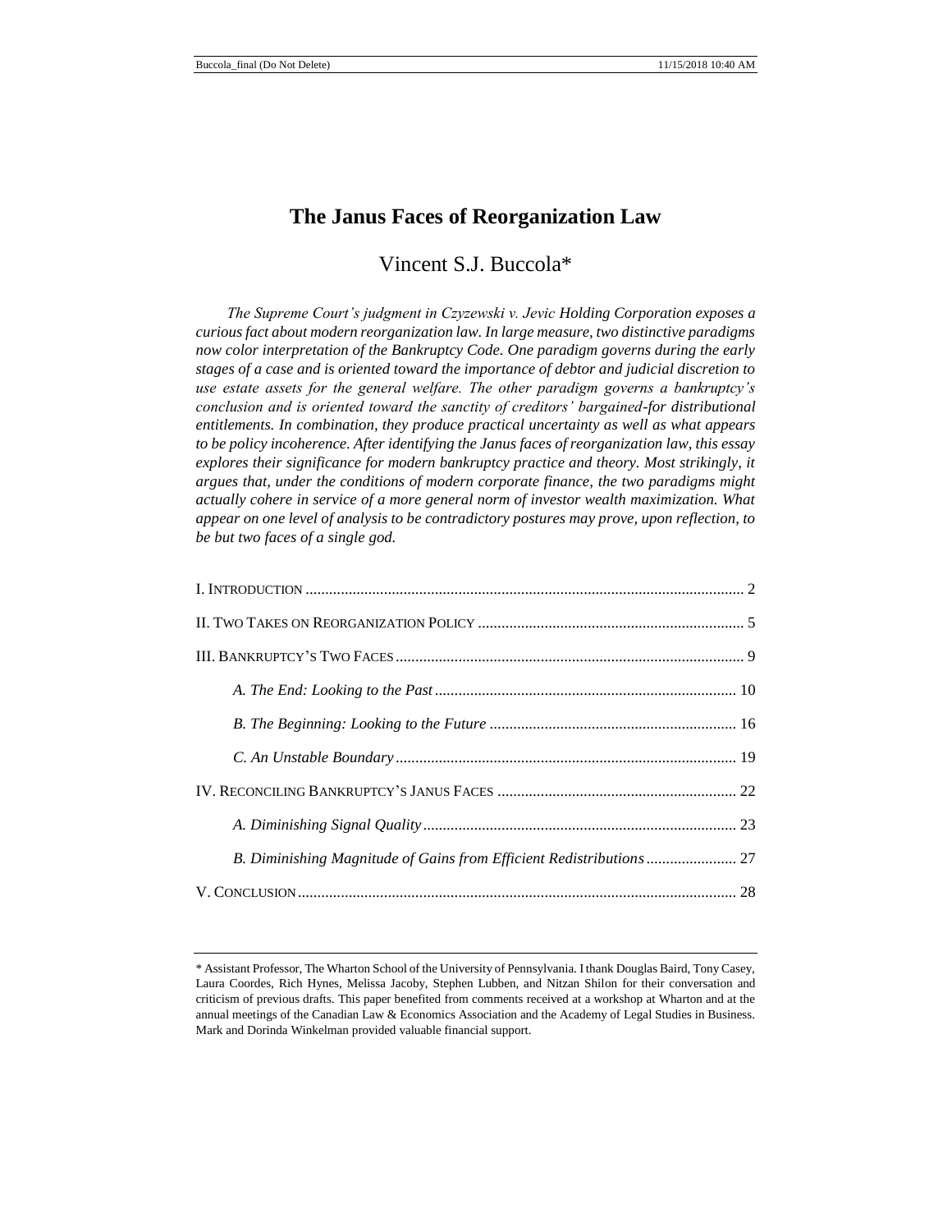# The Janus Faces of Reorganization Law

Vincent S.J. Buccola*

*The Supreme Court's judgment in Czyzewski v. Jevic Holding Corporation exposes a curious fact about modern reorganization law. In large measure, two distinctive paradigms now color interpretation of the Bankruptcy Code. One paradigm governs during the early stages of a case and is oriented toward the importance of debtor and judicial discretion to use estate assets for the general welfare. The other paradigm governs a bankruptcy's conclusion and is oriented toward the sanctity of creditors' bargained-for distributional entitlements. In combination, they produce practical uncertainty as well as what appears to be policy incoherence. After identifying the Janus faces of reorganization law, this essay explores their significance for modern bankruptcy practice and theory. Most strikingly, it argues that, under the conditions of modern corporate finance, the two paradigms might actually cohere in service of a more general norm of investor wealth maximization. What appear on one level of analysis to be contradictory postures may prove, upon reflection, to be but two faces of a single god.*

| | |
|---|---|
| I. Introduction | 2 |
| II. Two Takes on Reorganization Policy | 5 |
| III. Bankruptcy's Two Faces | 9 |
| *A. The End: Looking to the Past* | 10 |
| *B. The Beginning: Looking to the Future* | 16 |
| *C. An Unstable Boundary* | 19 |
| IV. Reconciling Bankruptcy's Janus Faces | 22 |
| *A. Diminishing Signal Quality* | 23 |
| *B. Diminishing Magnitude of Gains from Efficient Redistributions* | 27 |
| V. Conclusion | 28 |

\* Assistant Professor, The Wharton School of the University of Pennsylvania. I thank Douglas Baird, Tony Casey, Laura Coordes, Rich Hynes, Melissa Jacoby, Stephen Lubben, and Nitzan Shilon for their conversation and criticism of previous drafts. This paper benefited from comments received at a workshop at Wharton and at the annual meetings of the Canadian Law & Economics Association and the Academy of Legal Studies in Business. Mark and Dorinda Winkelman provided valuable financial support.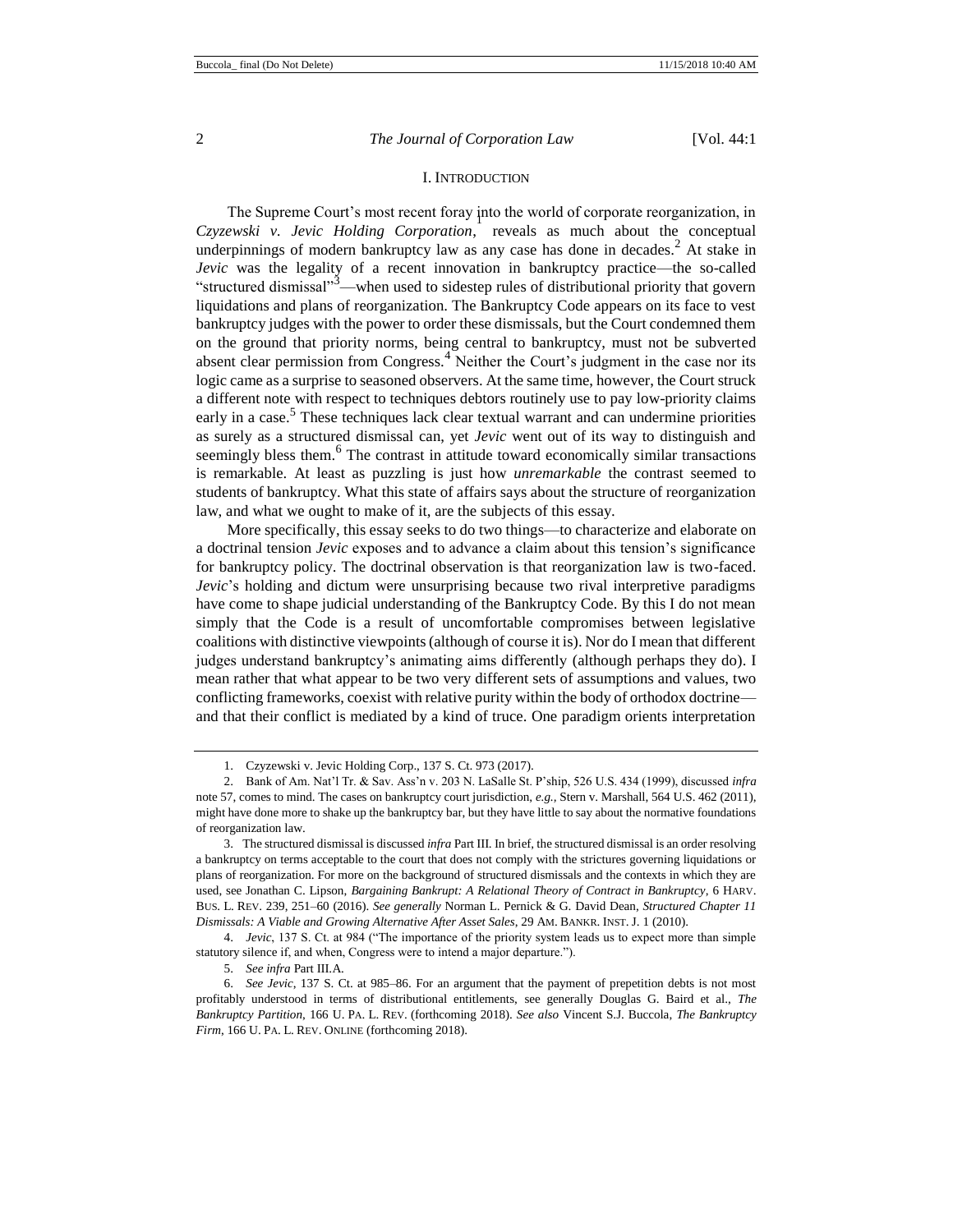## I. INTRODUCTION

The Supreme Court's most recent foray into the world of corporate reorganization, in *Czyzewski v. Jevic Holding Corporation*,[1] reveals as much about the conceptual underpinnings of modern bankruptcy law as any case has done in decades.[2] At stake in *Jevic* was the legality of a recent innovation in bankruptcy practice—the so-called "structured dismissal"[3]—when used to sidestep rules of distributional priority that govern liquidations and plans of reorganization. The Bankruptcy Code appears on its face to vest bankruptcy judges with the power to order these dismissals, but the Court condemned them on the ground that priority norms, being central to bankruptcy, must not be subverted absent clear permission from Congress.[4] Neither the Court's judgment in the case nor its logic came as a surprise to seasoned observers. At the same time, however, the Court struck a different note with respect to techniques debtors routinely use to pay low-priority claims early in a case.[5] These techniques lack clear textual warrant and can undermine priorities as surely as a structured dismissal can, yet *Jevic* went out of its way to distinguish and seemingly bless them.[6] The contrast in attitude toward economically similar transactions is remarkable. At least as puzzling is just how *unremarkable* the contrast seemed to students of bankruptcy. What this state of affairs says about the structure of reorganization law, and what we ought to make of it, are the subjects of this essay.

More specifically, this essay seeks to do two things—to characterize and elaborate on a doctrinal tension *Jevic* exposes and to advance a claim about this tension's significance for bankruptcy policy. The doctrinal observation is that reorganization law is two-faced. *Jevic*'s holding and dictum were unsurprising because two rival interpretive paradigms have come to shape judicial understanding of the Bankruptcy Code. By this I do not mean simply that the Code is a result of uncomfortable compromises between legislative coalitions with distinctive viewpoints (although of course it is). Nor do I mean that different judges understand bankruptcy's animating aims differently (although perhaps they do). I mean rather that what appear to be two very different sets of assumptions and values, two conflicting frameworks, coexist with relative purity within the body of orthodox doctrine—and that their conflict is mediated by a kind of truce. One paradigm orients interpretation

---

1. Czyzewski v. Jevic Holding Corp., 137 S. Ct. 973 (2017).

2. Bank of Am. Nat'l Tr. & Sav. Ass'n v. 203 N. LaSalle St. P'ship, 526 U.S. 434 (1999), discussed *infra* note 57, comes to mind. The cases on bankruptcy court jurisdiction, *e.g.*, Stern v. Marshall, 564 U.S. 462 (2011), might have done more to shake up the bankruptcy bar, but they have little to say about the normative foundations of reorganization law.

3. The structured dismissal is discussed *infra* Part III. In brief, the structured dismissal is an order resolving a bankruptcy on terms acceptable to the court that does not comply with the strictures governing liquidations or plans of reorganization. For more on the background of structured dismissals and the contexts in which they are used, see Jonathan C. Lipson, *Bargaining Bankrupt: A Relational Theory of Contract in Bankruptcy*, 6 HARV. BUS. L. REV. 239, 251–60 (2016). *See generally* Norman L. Pernick & G. David Dean, *Structured Chapter 11 Dismissals: A Viable and Growing Alternative After Asset Sales*, 29 AM. BANKR. INST. J. 1 (2010).

4. *Jevic*, 137 S. Ct. at 984 ("The importance of the priority system leads us to expect more than simple statutory silence if, and when, Congress were to intend a major departure.").

5. *See infra* Part III.A.

6. *See Jevic*, 137 S. Ct. at 985–86. For an argument that the payment of prepetition debts is not most profitably understood in terms of distributional entitlements, see generally Douglas G. Baird et al., *The Bankruptcy Partition*, 166 U. PA. L. REV. (forthcoming 2018). *See also* Vincent S.J. Buccola, *The Bankruptcy Firm*, 166 U. PA. L. REV. ONLINE (forthcoming 2018).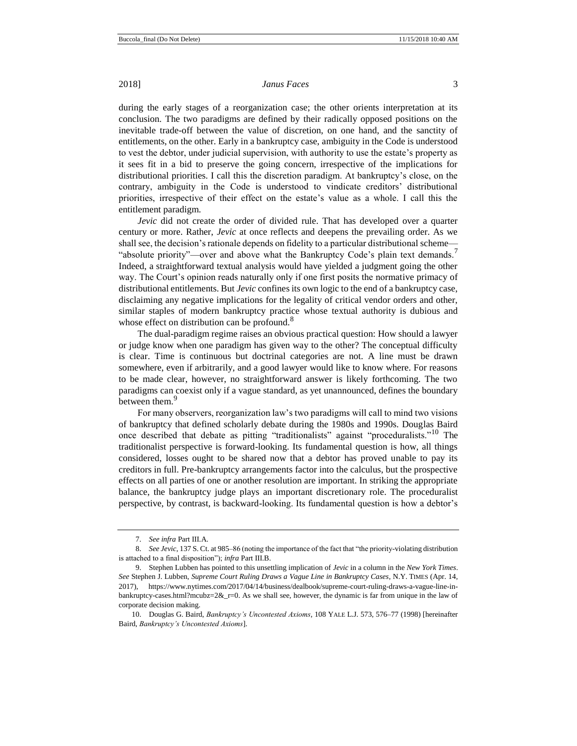during the early stages of a reorganization case; the other orients interpretation at its conclusion. The two paradigms are defined by their radically opposed positions on the inevitable trade-off between the value of discretion, on one hand, and the sanctity of entitlements, on the other. Early in a bankruptcy case, ambiguity in the Code is understood to vest the debtor, under judicial supervision, with authority to use the estate's property as it sees fit in a bid to preserve the going concern, irrespective of the implications for distributional priorities. I call this the discretion paradigm. At bankruptcy's close, on the contrary, ambiguity in the Code is understood to vindicate creditors' distributional priorities, irrespective of their effect on the estate's value as a whole. I call this the entitlement paradigm.

*Jevic* did not create the order of divided rule. That has developed over a quarter century or more. Rather, *Jevic* at once reflects and deepens the prevailing order. As we shall see, the decision's rationale depends on fidelity to a particular distributional scheme—"absolute priority"—over and above what the Bankruptcy Code's plain text demands.[7] Indeed, a straightforward textual analysis would have yielded a judgment going the other way. The Court's opinion reads naturally only if one first posits the normative primacy of distributional entitlements. But *Jevic* confines its own logic to the end of a bankruptcy case, disclaiming any negative implications for the legality of critical vendor orders and other, similar staples of modern bankruptcy practice whose textual authority is dubious and whose effect on distribution can be profound.[8]

The dual-paradigm regime raises an obvious practical question: How should a lawyer or judge know when one paradigm has given way to the other? The conceptual difficulty is clear. Time is continuous but doctrinal categories are not. A line must be drawn somewhere, even if arbitrarily, and a good lawyer would like to know where. For reasons to be made clear, however, no straightforward answer is likely forthcoming. The two paradigms can coexist only if a vague standard, as yet unannounced, defines the boundary between them.[9]

For many observers, reorganization law's two paradigms will call to mind two visions of bankruptcy that defined scholarly debate during the 1980s and 1990s. Douglas Baird once described that debate as pitting "traditionalists" against "proceduralists."[10] The traditionalist perspective is forward-looking. Its fundamental question is how, all things considered, losses ought to be shared now that a debtor has proved unable to pay its creditors in full. Pre-bankruptcy arrangements factor into the calculus, but the prospective effects on all parties of one or another resolution are important. In striking the appropriate balance, the bankruptcy judge plays an important discretionary role. The proceduralist perspective, by contrast, is backward-looking. Its fundamental question is how a debtor's

---

7. *See infra* Part III.A.

8. *See Jevic*, 137 S. Ct. at 985–86 (noting the importance of the fact that "the priority-violating distribution is attached to a final disposition"); *infra* Part III.B.

9. Stephen Lubben has pointed to this unsettling implication of *Jevic* in a column in the *New York Times*. *See* Stephen J. Lubben, *Supreme Court Ruling Draws a Vague Line in Bankruptcy Cases*, N.Y. TIMES (Apr. 14, 2017), https://www.nytimes.com/2017/04/14/business/dealbook/supreme-court-ruling-draws-a-vague-line-in-bankruptcy-cases.html?mcubz=2&_r=0. As we shall see, however, the dynamic is far from unique in the law of corporate decision making.

10. Douglas G. Baird, *Bankruptcy's Uncontested Axioms*, 108 YALE L.J. 573, 576–77 (1998) [hereinafter Baird, *Bankruptcy's Uncontested Axioms*].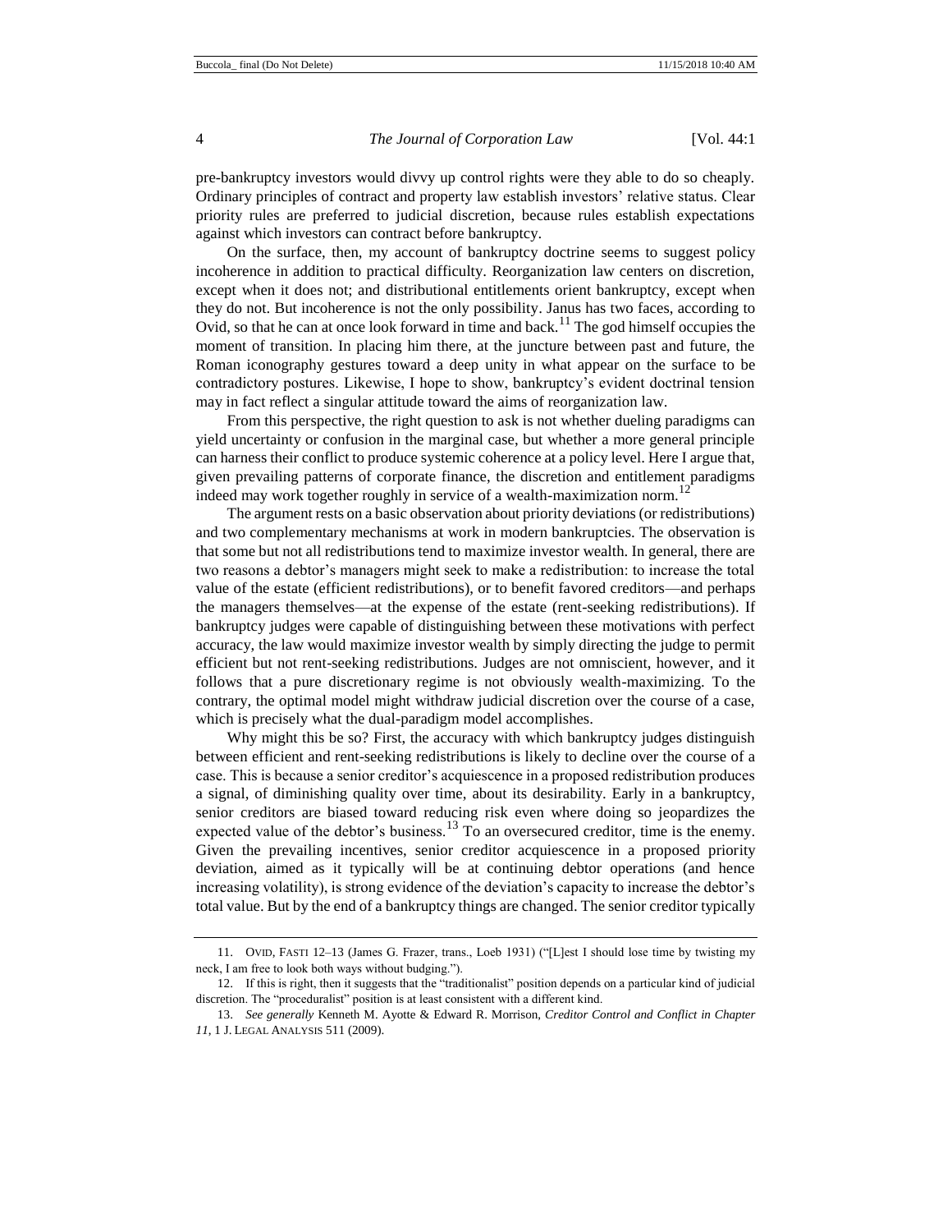pre-bankruptcy investors would divvy up control rights were they able to do so cheaply. Ordinary principles of contract and property law establish investors' relative status. Clear priority rules are preferred to judicial discretion, because rules establish expectations against which investors can contract before bankruptcy.

On the surface, then, my account of bankruptcy doctrine seems to suggest policy incoherence in addition to practical difficulty. Reorganization law centers on discretion, except when it does not; and distributional entitlements orient bankruptcy, except when they do not. But incoherence is not the only possibility. Janus has two faces, according to Ovid, so that he can at once look forward in time and back.[11] The god himself occupies the moment of transition. In placing him there, at the juncture between past and future, the Roman iconography gestures toward a deep unity in what appear on the surface to be contradictory postures. Likewise, I hope to show, bankruptcy's evident doctrinal tension may in fact reflect a singular attitude toward the aims of reorganization law.

From this perspective, the right question to ask is not whether dueling paradigms can yield uncertainty or confusion in the marginal case, but whether a more general principle can harness their conflict to produce systemic coherence at a policy level. Here I argue that, given prevailing patterns of corporate finance, the discretion and entitlement paradigms indeed may work together roughly in service of a wealth-maximization norm.[12]

The argument rests on a basic observation about priority deviations (or redistributions) and two complementary mechanisms at work in modern bankruptcies. The observation is that some but not all redistributions tend to maximize investor wealth. In general, there are two reasons a debtor's managers might seek to make a redistribution: to increase the total value of the estate (efficient redistributions), or to benefit favored creditors—and perhaps the managers themselves—at the expense of the estate (rent-seeking redistributions). If bankruptcy judges were capable of distinguishing between these motivations with perfect accuracy, the law would maximize investor wealth by simply directing the judge to permit efficient but not rent-seeking redistributions. Judges are not omniscient, however, and it follows that a pure discretionary regime is not obviously wealth-maximizing. To the contrary, the optimal model might withdraw judicial discretion over the course of a case, which is precisely what the dual-paradigm model accomplishes.

Why might this be so? First, the accuracy with which bankruptcy judges distinguish between efficient and rent-seeking redistributions is likely to decline over the course of a case. This is because a senior creditor's acquiescence in a proposed redistribution produces a signal, of diminishing quality over time, about its desirability. Early in a bankruptcy, senior creditors are biased toward reducing risk even where doing so jeopardizes the expected value of the debtor's business.[13] To an oversecured creditor, time is the enemy. Given the prevailing incentives, senior creditor acquiescence in a proposed priority deviation, aimed as it typically will be at continuing debtor operations (and hence increasing volatility), is strong evidence of the deviation's capacity to increase the debtor's total value. But by the end of a bankruptcy things are changed. The senior creditor typically

---

11. OVID, FASTI 12–13 (James G. Frazer, trans., Loeb 1931) ("[L]est I should lose time by twisting my neck, I am free to look both ways without budging.").

12. If this is right, then it suggests that the "traditionalist" position depends on a particular kind of judicial discretion. The "proceduralist" position is at least consistent with a different kind.

13. *See generally* Kenneth M. Ayotte & Edward R. Morrison, *Creditor Control and Conflict in Chapter 11*, 1 J. LEGAL ANALYSIS 511 (2009).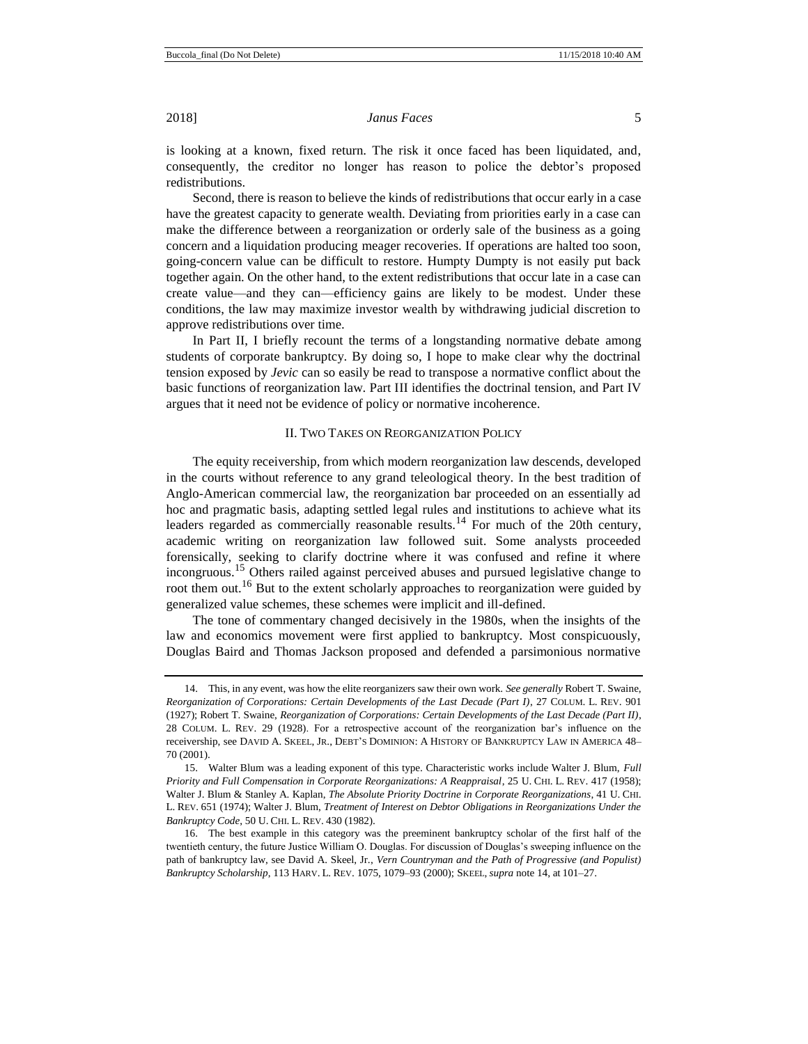is looking at a known, fixed return. The risk it once faced has been liquidated, and, consequently, the creditor no longer has reason to police the debtor's proposed redistributions.

Second, there is reason to believe the kinds of redistributions that occur early in a case have the greatest capacity to generate wealth. Deviating from priorities early in a case can make the difference between a reorganization or orderly sale of the business as a going concern and a liquidation producing meager recoveries. If operations are halted too soon, going-concern value can be difficult to restore. Humpty Dumpty is not easily put back together again. On the other hand, to the extent redistributions that occur late in a case can create value—and they can—efficiency gains are likely to be modest. Under these conditions, the law may maximize investor wealth by withdrawing judicial discretion to approve redistributions over time.

In Part II, I briefly recount the terms of a longstanding normative debate among students of corporate bankruptcy. By doing so, I hope to make clear why the doctrinal tension exposed by *Jevic* can so easily be read to transpose a normative conflict about the basic functions of reorganization law. Part III identifies the doctrinal tension, and Part IV argues that it need not be evidence of policy or normative incoherence.

## II. Two Takes on Reorganization Policy

The equity receivership, from which modern reorganization law descends, developed in the courts without reference to any grand teleological theory. In the best tradition of Anglo-American commercial law, the reorganization bar proceeded on an essentially ad hoc and pragmatic basis, adapting settled legal rules and institutions to achieve what its leaders regarded as commercially reasonable results.[14] For much of the 20th century, academic writing on reorganization law followed suit. Some analysts proceeded forensically, seeking to clarify doctrine where it was confused and refine it where incongruous.[15] Others railed against perceived abuses and pursued legislative change to root them out.[16] But to the extent scholarly approaches to reorganization were guided by generalized value schemes, these schemes were implicit and ill-defined.

The tone of commentary changed decisively in the 1980s, when the insights of the law and economics movement were first applied to bankruptcy. Most conspicuously, Douglas Baird and Thomas Jackson proposed and defended a parsimonious normative

---

14. This, in any event, was how the elite reorganizers saw their own work. *See generally* Robert T. Swaine, *Reorganization of Corporations: Certain Developments of the Last Decade (Part I)*, 27 COLUM. L. REV. 901 (1927); Robert T. Swaine, *Reorganization of Corporations: Certain Developments of the Last Decade (Part II)*, 28 COLUM. L. REV. 29 (1928). For a retrospective account of the reorganization bar's influence on the receivership, see DAVID A. SKEEL, JR., DEBT'S DOMINION: A HISTORY OF BANKRUPTCY LAW IN AMERICA 48–70 (2001).

15. Walter Blum was a leading exponent of this type. Characteristic works include Walter J. Blum, *Full Priority and Full Compensation in Corporate Reorganizations: A Reappraisal*, 25 U. CHI. L. REV. 417 (1958); Walter J. Blum & Stanley A. Kaplan, *The Absolute Priority Doctrine in Corporate Reorganizations*, 41 U. CHI. L. REV. 651 (1974); Walter J. Blum, *Treatment of Interest on Debtor Obligations in Reorganizations Under the Bankruptcy Code*, 50 U. CHI. L. REV. 430 (1982).

16. The best example in this category was the preeminent bankruptcy scholar of the first half of the twentieth century, the future Justice William O. Douglas. For discussion of Douglas's sweeping influence on the path of bankruptcy law, see David A. Skeel, Jr., *Vern Countryman and the Path of Progressive (and Populist) Bankruptcy Scholarship*, 113 HARV. L. REV. 1075, 1079–93 (2000); SKEEL, *supra* note 14, at 101–27.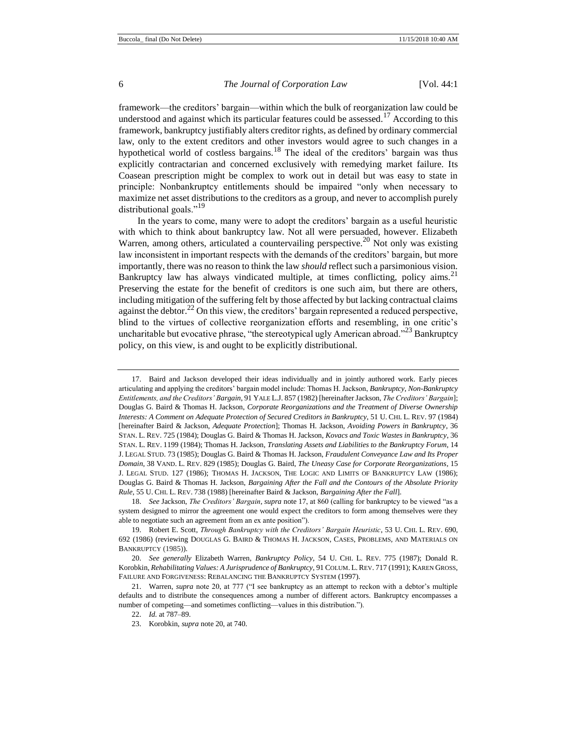framework—the creditors' bargain—within which the bulk of reorganization law could be understood and against which its particular features could be assessed.[17] According to this framework, bankruptcy justifiably alters creditor rights, as defined by ordinary commercial law, only to the extent creditors and other investors would agree to such changes in a hypothetical world of costless bargains.[18] The ideal of the creditors' bargain was thus explicitly contractarian and concerned exclusively with remedying market failure. Its Coasean prescription might be complex to work out in detail but was easy to state in principle: Nonbankruptcy entitlements should be impaired "only when necessary to maximize net asset distributions to the creditors as a group, and never to accomplish purely distributional goals."[19]

In the years to come, many were to adopt the creditors' bargain as a useful heuristic with which to think about bankruptcy law. Not all were persuaded, however. Elizabeth Warren, among others, articulated a countervailing perspective.[20] Not only was existing law inconsistent in important respects with the demands of the creditors' bargain, but more importantly, there was no reason to think the law *should* reflect such a parsimonious vision. Bankruptcy law has always vindicated multiple, at times conflicting, policy aims.[21] Preserving the estate for the benefit of creditors is one such aim, but there are others, including mitigation of the suffering felt by those affected by but lacking contractual claims against the debtor.[22] On this view, the creditors' bargain represented a reduced perspective, blind to the virtues of collective reorganization efforts and resembling, in one critic's uncharitable but evocative phrase, "the stereotypical ugly American abroad."[23] Bankruptcy policy, on this view, is and ought to be explicitly distributional.

---

17. Baird and Jackson developed their ideas individually and in jointly authored work. Early pieces articulating and applying the creditors' bargain model include: Thomas H. Jackson, *Bankruptcy, Non-Bankruptcy Entitlements, and the Creditors' Bargain*, 91 YALE L.J. 857 (1982) [hereinafter Jackson, *The Creditors' Bargain*]; Douglas G. Baird & Thomas H. Jackson, *Corporate Reorganizations and the Treatment of Diverse Ownership Interests: A Comment on Adequate Protection of Secured Creditors in Bankruptcy*, 51 U. CHI. L. REV. 97 (1984) [hereinafter Baird & Jackson, *Adequate Protection*]; Thomas H. Jackson, *Avoiding Powers in Bankruptcy*, 36 STAN. L. REV. 725 (1984); Douglas G. Baird & Thomas H. Jackson, *Kovacs and Toxic Wastes in Bankruptcy*, 36 STAN. L. REV. 1199 (1984); Thomas H. Jackson, *Translating Assets and Liabilities to the Bankruptcy Forum*, 14 J. LEGAL STUD. 73 (1985); Douglas G. Baird & Thomas H. Jackson, *Fraudulent Conveyance Law and Its Proper Domain*, 38 VAND. L. REV. 829 (1985); Douglas G. Baird, *The Uneasy Case for Corporate Reorganizations*, 15 J. LEGAL STUD. 127 (1986); THOMAS H. JACKSON, THE LOGIC AND LIMITS OF BANKRUPTCY LAW (1986); Douglas G. Baird & Thomas H. Jackson, *Bargaining After the Fall and the Contours of the Absolute Priority Rule*, 55 U. CHI. L. REV. 738 (1988) [hereinafter Baird & Jackson, *Bargaining After the Fall*].

18. *See* Jackson, *The Creditors' Bargain*, *supra* note 17, at 860 (calling for bankruptcy to be viewed "as a system designed to mirror the agreement one would expect the creditors to form among themselves were they able to negotiate such an agreement from an ex ante position").

19. Robert E. Scott, *Through Bankruptcy with the Creditors' Bargain Heuristic*, 53 U. CHI. L. REV. 690, 692 (1986) (reviewing DOUGLAS G. BAIRD & THOMAS H. JACKSON, CASES, PROBLEMS, AND MATERIALS ON BANKRUPTCY (1985)).

20. *See generally* Elizabeth Warren, *Bankruptcy Policy*, 54 U. CHI. L. REV. 775 (1987); Donald R. Korobkin, *Rehabilitating Values: A Jurisprudence of Bankruptcy*, 91 COLUM. L. REV. 717 (1991); KAREN GROSS, FAILURE AND FORGIVENESS: REBALANCING THE BANKRUPTCY SYSTEM (1997).

21. Warren, *supra* note 20, at 777 ("I see bankruptcy as an attempt to reckon with a debtor's multiple defaults and to distribute the consequences among a number of different actors. Bankruptcy encompasses a number of competing—and sometimes conflicting—values in this distribution.").

22. *Id.* at 787–89.

23. Korobkin, *supra* note 20, at 740.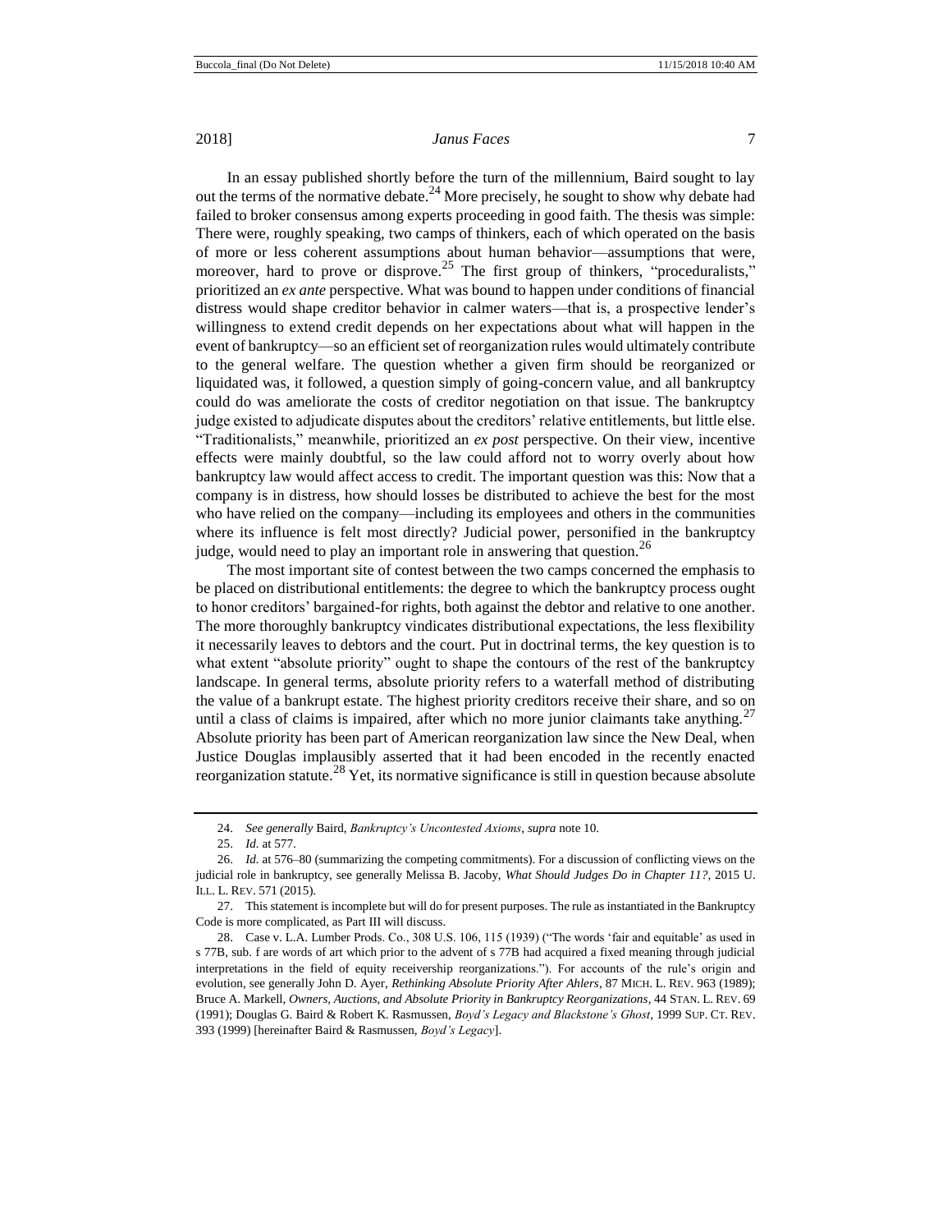In an essay published shortly before the turn of the millennium, Baird sought to lay out the terms of the normative debate.[24] More precisely, he sought to show why debate had failed to broker consensus among experts proceeding in good faith. The thesis was simple: There were, roughly speaking, two camps of thinkers, each of which operated on the basis of more or less coherent assumptions about human behavior—assumptions that were, moreover, hard to prove or disprove.[25] The first group of thinkers, "proceduralists," prioritized an *ex ante* perspective. What was bound to happen under conditions of financial distress would shape creditor behavior in calmer waters—that is, a prospective lender's willingness to extend credit depends on her expectations about what will happen in the event of bankruptcy—so an efficient set of reorganization rules would ultimately contribute to the general welfare. The question whether a given firm should be reorganized or liquidated was, it followed, a question simply of going-concern value, and all bankruptcy could do was ameliorate the costs of creditor negotiation on that issue. The bankruptcy judge existed to adjudicate disputes about the creditors' relative entitlements, but little else. "Traditionalists," meanwhile, prioritized an *ex post* perspective. On their view, incentive effects were mainly doubtful, so the law could afford not to worry overly about how bankruptcy law would affect access to credit. The important question was this: Now that a company is in distress, how should losses be distributed to achieve the best for the most who have relied on the company—including its employees and others in the communities where its influence is felt most directly? Judicial power, personified in the bankruptcy judge, would need to play an important role in answering that question.[26]

The most important site of contest between the two camps concerned the emphasis to be placed on distributional entitlements: the degree to which the bankruptcy process ought to honor creditors' bargained-for rights, both against the debtor and relative to one another. The more thoroughly bankruptcy vindicates distributional expectations, the less flexibility it necessarily leaves to debtors and the court. Put in doctrinal terms, the key question is to what extent "absolute priority" ought to shape the contours of the rest of the bankruptcy landscape. In general terms, absolute priority refers to a waterfall method of distributing the value of a bankrupt estate. The highest priority creditors receive their share, and so on until a class of claims is impaired, after which no more junior claimants take anything.[27] Absolute priority has been part of American reorganization law since the New Deal, when Justice Douglas implausibly asserted that it had been encoded in the recently enacted reorganization statute.[28] Yet, its normative significance is still in question because absolute

---

24. *See generally* Baird, *Bankruptcy's Uncontested Axioms*, *supra* note 10.

25. *Id.* at 577.

26. *Id.* at 576–80 (summarizing the competing commitments). For a discussion of conflicting views on the judicial role in bankruptcy, see generally Melissa B. Jacoby, *What Should Judges Do in Chapter 11?*, 2015 U. ILL. L. REV. 571 (2015).

27. This statement is incomplete but will do for present purposes. The rule as instantiated in the Bankruptcy Code is more complicated, as Part III will discuss.

28. Case v. L.A. Lumber Prods. Co., 308 U.S. 106, 115 (1939) ("The words 'fair and equitable' as used in s 77B, sub. f are words of art which prior to the advent of s 77B had acquired a fixed meaning through judicial interpretations in the field of equity receivership reorganizations."). For accounts of the rule's origin and evolution, see generally John D. Ayer, *Rethinking Absolute Priority After Ahlers*, 87 MICH. L. REV. 963 (1989); Bruce A. Markell, *Owners, Auctions, and Absolute Priority in Bankruptcy Reorganizations*, 44 STAN. L. REV. 69 (1991); Douglas G. Baird & Robert K. Rasmussen, *Boyd's Legacy and Blackstone's Ghost*, 1999 SUP. CT. REV. 393 (1999) [hereinafter Baird & Rasmussen, *Boyd's Legacy*].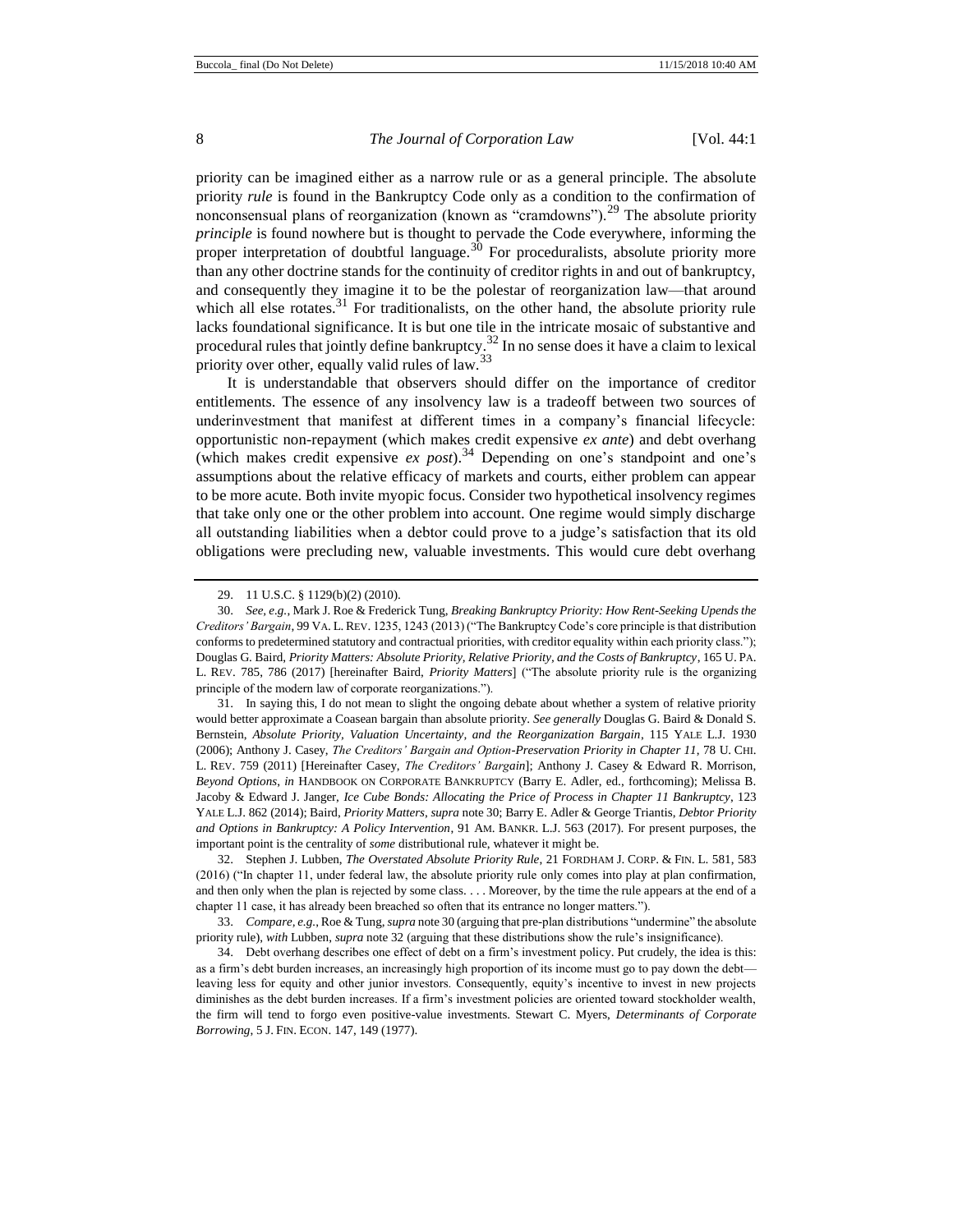priority can be imagined either as a narrow rule or as a general principle. The absolute priority *rule* is found in the Bankruptcy Code only as a condition to the confirmation of nonconsensual plans of reorganization (known as "cramdowns").[29] The absolute priority *principle* is found nowhere but is thought to pervade the Code everywhere, informing the proper interpretation of doubtful language.[30] For proceduralists, absolute priority more than any other doctrine stands for the continuity of creditor rights in and out of bankruptcy, and consequently they imagine it to be the polestar of reorganization law—that around which all else rotates.[31] For traditionalists, on the other hand, the absolute priority rule lacks foundational significance. It is but one tile in the intricate mosaic of substantive and procedural rules that jointly define bankruptcy.[32] In no sense does it have a claim to lexical priority over other, equally valid rules of law.[33]

It is understandable that observers should differ on the importance of creditor entitlements. The essence of any insolvency law is a tradeoff between two sources of underinvestment that manifest at different times in a company's financial lifecycle: opportunistic non-repayment (which makes credit expensive *ex ante*) and debt overhang (which makes credit expensive *ex post*).[34] Depending on one's standpoint and one's assumptions about the relative efficacy of markets and courts, either problem can appear to be more acute. Both invite myopic focus. Consider two hypothetical insolvency regimes that take only one or the other problem into account. One regime would simply discharge all outstanding liabilities when a debtor could prove to a judge's satisfaction that its old obligations were precluding new, valuable investments. This would cure debt overhang

---

29. 11 U.S.C. § 1129(b)(2) (2010).

30. *See, e.g.*, Mark J. Roe & Frederick Tung, *Breaking Bankruptcy Priority: How Rent-Seeking Upends the Creditors' Bargain*, 99 VA. L. REV. 1235, 1243 (2013) ("The Bankruptcy Code's core principle is that distribution conforms to predetermined statutory and contractual priorities, with creditor equality within each priority class."); Douglas G. Baird, *Priority Matters: Absolute Priority, Relative Priority, and the Costs of Bankruptcy*, 165 U. PA. L. REV. 785, 786 (2017) [hereinafter Baird, *Priority Matters*] ("The absolute priority rule is the organizing principle of the modern law of corporate reorganizations.").

31. In saying this, I do not mean to slight the ongoing debate about whether a system of relative priority would better approximate a Coasean bargain than absolute priority. *See generally* Douglas G. Baird & Donald S. Bernstein, *Absolute Priority, Valuation Uncertainty, and the Reorganization Bargain*, 115 YALE L.J. 1930 (2006); Anthony J. Casey, *The Creditors' Bargain and Option-Preservation Priority in Chapter 11*, 78 U. CHI. L. REV. 759 (2011) [Hereinafter Casey, *The Creditors' Bargain*]; Anthony J. Casey & Edward R. Morrison, *Beyond Options*, *in* HANDBOOK ON CORPORATE BANKRUPTCY (Barry E. Adler, ed., forthcoming); Melissa B. Jacoby & Edward J. Janger, *Ice Cube Bonds: Allocating the Price of Process in Chapter 11 Bankruptcy*, 123 YALE L.J. 862 (2014); Baird, *Priority Matters*, *supra* note 30; Barry E. Adler & George Triantis, *Debtor Priority and Options in Bankruptcy: A Policy Intervention*, 91 AM. BANKR. L.J. 563 (2017). For present purposes, the important point is the centrality of *some* distributional rule, whatever it might be.

32. Stephen J. Lubben, *The Overstated Absolute Priority Rule*, 21 FORDHAM J. CORP. & FIN. L. 581, 583 (2016) ("In chapter 11, under federal law, the absolute priority rule only comes into play at plan confirmation, and then only when the plan is rejected by some class. . . . Moreover, by the time the rule appears at the end of a chapter 11 case, it has already been breached so often that its entrance no longer matters.").

33. *Compare, e.g.*, Roe & Tung, *supra* note 30 (arguing that pre-plan distributions "undermine" the absolute priority rule), *with* Lubben, *supra* note 32 (arguing that these distributions show the rule's insignificance).

34. Debt overhang describes one effect of debt on a firm's investment policy. Put crudely, the idea is this: as a firm's debt burden increases, an increasingly high proportion of its income must go to pay down the debt—leaving less for equity and other junior investors. Consequently, equity's incentive to invest in new projects diminishes as the debt burden increases. If a firm's investment policies are oriented toward stockholder wealth, the firm will tend to forgo even positive-value investments. Stewart C. Myers, *Determinants of Corporate Borrowing*, 5 J. FIN. ECON. 147, 149 (1977).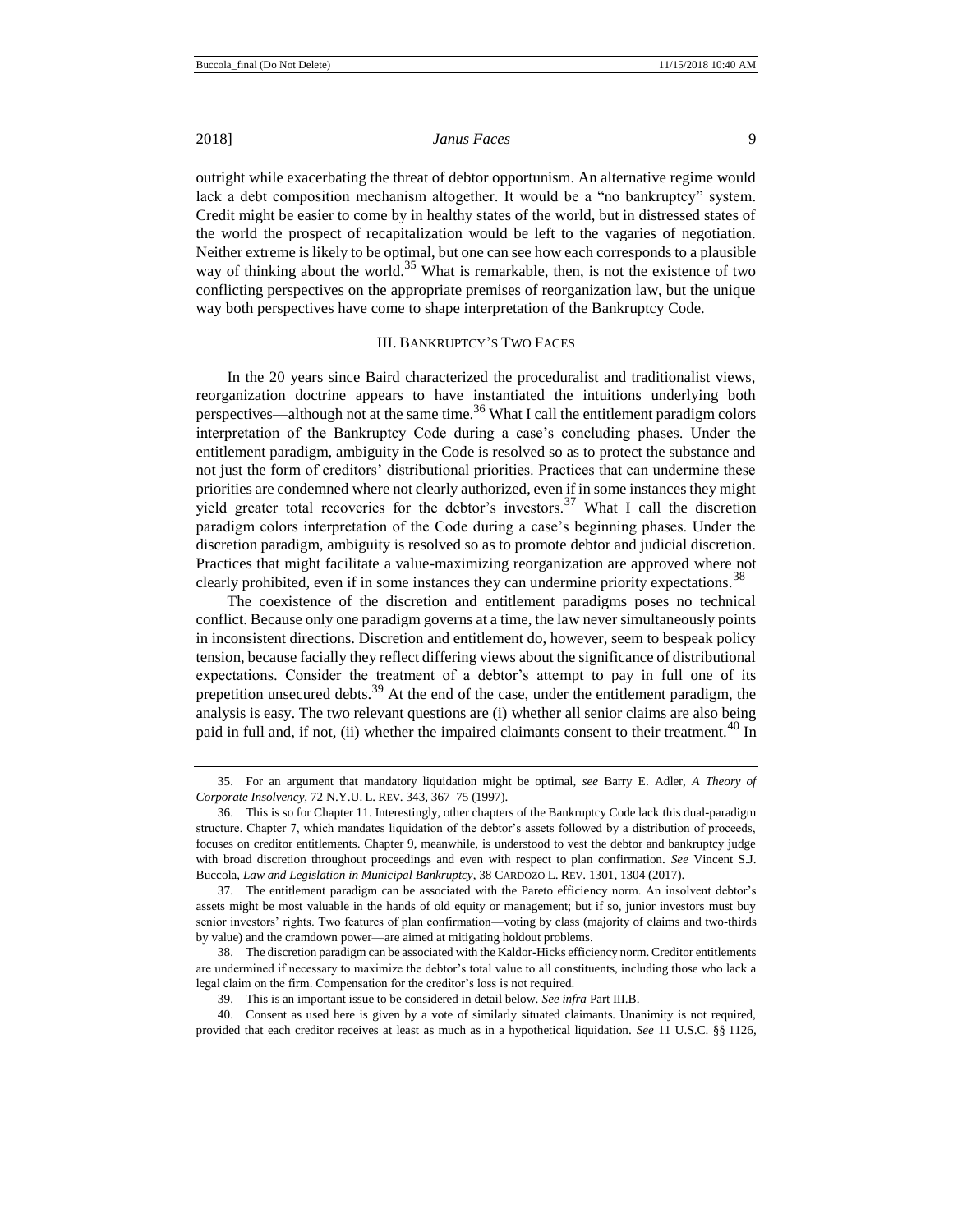outright while exacerbating the threat of debtor opportunism. An alternative regime would lack a debt composition mechanism altogether. It would be a "no bankruptcy" system. Credit might be easier to come by in healthy states of the world, but in distressed states of the world the prospect of recapitalization would be left to the vagaries of negotiation. Neither extreme is likely to be optimal, but one can see how each corresponds to a plausible way of thinking about the world.[35] What is remarkable, then, is not the existence of two conflicting perspectives on the appropriate premises of reorganization law, but the unique way both perspectives have come to shape interpretation of the Bankruptcy Code.

## III. Bankruptcy's Two Faces

In the 20 years since Baird characterized the proceduralist and traditionalist views, reorganization doctrine appears to have instantiated the intuitions underlying both perspectives—although not at the same time.[36] What I call the entitlement paradigm colors interpretation of the Bankruptcy Code during a case's concluding phases. Under the entitlement paradigm, ambiguity in the Code is resolved so as to protect the substance and not just the form of creditors' distributional priorities. Practices that can undermine these priorities are condemned where not clearly authorized, even if in some instances they might yield greater total recoveries for the debtor's investors.[37] What I call the discretion paradigm colors interpretation of the Code during a case's beginning phases. Under the discretion paradigm, ambiguity is resolved so as to promote debtor and judicial discretion. Practices that might facilitate a value-maximizing reorganization are approved where not clearly prohibited, even if in some instances they can undermine priority expectations.[38]

The coexistence of the discretion and entitlement paradigms poses no technical conflict. Because only one paradigm governs at a time, the law never simultaneously points in inconsistent directions. Discretion and entitlement do, however, seem to bespeak policy tension, because facially they reflect differing views about the significance of distributional expectations. Consider the treatment of a debtor's attempt to pay in full one of its prepetition unsecured debts.[39] At the end of the case, under the entitlement paradigm, the analysis is easy. The two relevant questions are (i) whether all senior claims are also being paid in full and, if not, (ii) whether the impaired claimants consent to their treatment.[40] In

---

35. For an argument that mandatory liquidation might be optimal, *see* Barry E. Adler, *A Theory of Corporate Insolvency*, 72 N.Y.U. L. Rev. 343, 367–75 (1997).

36. This is so for Chapter 11. Interestingly, other chapters of the Bankruptcy Code lack this dual-paradigm structure. Chapter 7, which mandates liquidation of the debtor's assets followed by a distribution of proceeds, focuses on creditor entitlements. Chapter 9, meanwhile, is understood to vest the debtor and bankruptcy judge with broad discretion throughout proceedings and even with respect to plan confirmation. *See* Vincent S.J. Buccola, *Law and Legislation in Municipal Bankruptcy*, 38 Cardozo L. Rev. 1301, 1304 (2017).

37. The entitlement paradigm can be associated with the Pareto efficiency norm. An insolvent debtor's assets might be most valuable in the hands of old equity or management; but if so, junior investors must buy senior investors' rights. Two features of plan confirmation—voting by class (majority of claims and two-thirds by value) and the cramdown power—are aimed at mitigating holdout problems.

38. The discretion paradigm can be associated with the Kaldor-Hicks efficiency norm. Creditor entitlements are undermined if necessary to maximize the debtor's total value to all constituents, including those who lack a legal claim on the firm. Compensation for the creditor's loss is not required.

39. This is an important issue to be considered in detail below. *See infra* Part III.B.

40. Consent as used here is given by a vote of similarly situated claimants. Unanimity is not required, provided that each creditor receives at least as much as in a hypothetical liquidation. *See* 11 U.S.C. §§ 1126,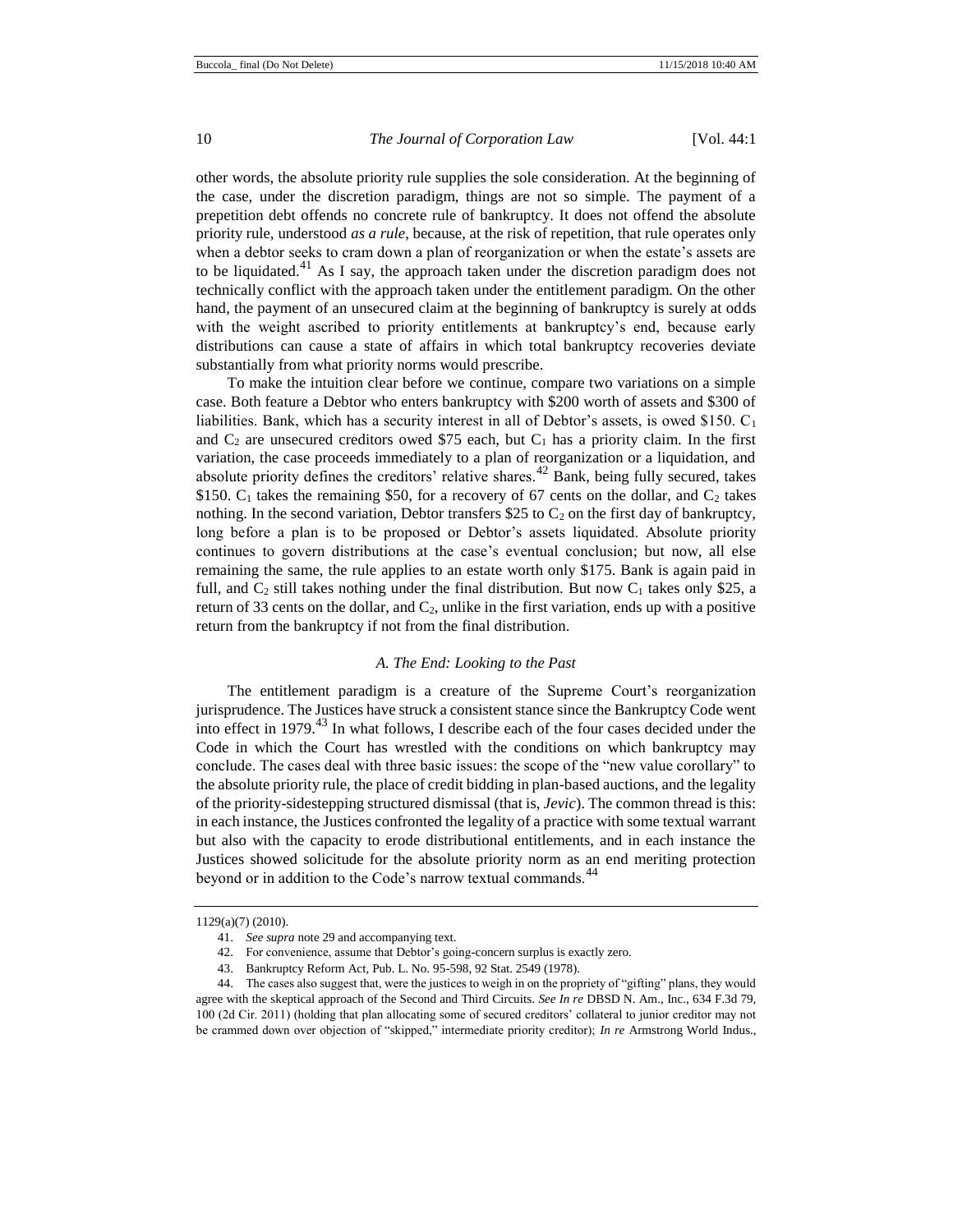other words, the absolute priority rule supplies the sole consideration. At the beginning of the case, under the discretion paradigm, things are not so simple. The payment of a prepetition debt offends no concrete rule of bankruptcy. It does not offend the absolute priority rule, understood *as a rule*, because, at the risk of repetition, that rule operates only when a debtor seeks to cram down a plan of reorganization or when the estate's assets are to be liquidated.[41] As I say, the approach taken under the discretion paradigm does not technically conflict with the approach taken under the entitlement paradigm. On the other hand, the payment of an unsecured claim at the beginning of bankruptcy is surely at odds with the weight ascribed to priority entitlements at bankruptcy's end, because early distributions can cause a state of affairs in which total bankruptcy recoveries deviate substantially from what priority norms would prescribe.

To make the intuition clear before we continue, compare two variations on a simple case. Both feature a Debtor who enters bankruptcy with \$200 worth of assets and \$300 of liabilities. Bank, which has a security interest in all of Debtor's assets, is owed \$150. $C_1$ and $C_2$ are unsecured creditors owed \$75 each, but $C_1$ has a priority claim. In the first variation, the case proceeds immediately to a plan of reorganization or a liquidation, and absolute priority defines the creditors' relative shares.[42] Bank, being fully secured, takes \$150. $C_1$ takes the remaining \$50, for a recovery of 67 cents on the dollar, and $C_2$ takes nothing. In the second variation, Debtor transfers \$25 to $C_2$ on the first day of bankruptcy, long before a plan is to be proposed or Debtor's assets liquidated. Absolute priority continues to govern distributions at the case's eventual conclusion; but now, all else remaining the same, the rule applies to an estate worth only \$175. Bank is again paid in full, and $C_2$ still takes nothing under the final distribution. But now $C_1$ takes only \$25, a return of 33 cents on the dollar, and $C_2$, unlike in the first variation, ends up with a positive return from the bankruptcy if not from the final distribution.

### *A. The End: Looking to the Past*

The entitlement paradigm is a creature of the Supreme Court's reorganization jurisprudence. The Justices have struck a consistent stance since the Bankruptcy Code went into effect in 1979.[43] In what follows, I describe each of the four cases decided under the Code in which the Court has wrestled with the conditions on which bankruptcy may conclude. The cases deal with three basic issues: the scope of the "new value corollary" to the absolute priority rule, the place of credit bidding in plan-based auctions, and the legality of the priority-sidestepping structured dismissal (that is, *Jevic*). The common thread is this: in each instance, the Justices confronted the legality of a practice with some textual warrant but also with the capacity to erode distributional entitlements, and in each instance the Justices showed solicitude for the absolute priority norm as an end meriting protection beyond or in addition to the Code's narrow textual commands.[44]

---

1129(a)(7) (2010).

41. *See supra* note 29 and accompanying text.

42. For convenience, assume that Debtor's going-concern surplus is exactly zero.

43. Bankruptcy Reform Act, Pub. L. No. 95-598, 92 Stat. 2549 (1978).

44. The cases also suggest that, were the justices to weigh in on the propriety of "gifting" plans, they would agree with the skeptical approach of the Second and Third Circuits. *See In re* DBSD N. Am., Inc., 634 F.3d 79, 100 (2d Cir. 2011) (holding that plan allocating some of secured creditors' collateral to junior creditor may not be crammed down over objection of "skipped," intermediate priority creditor); *In re* Armstrong World Indus.,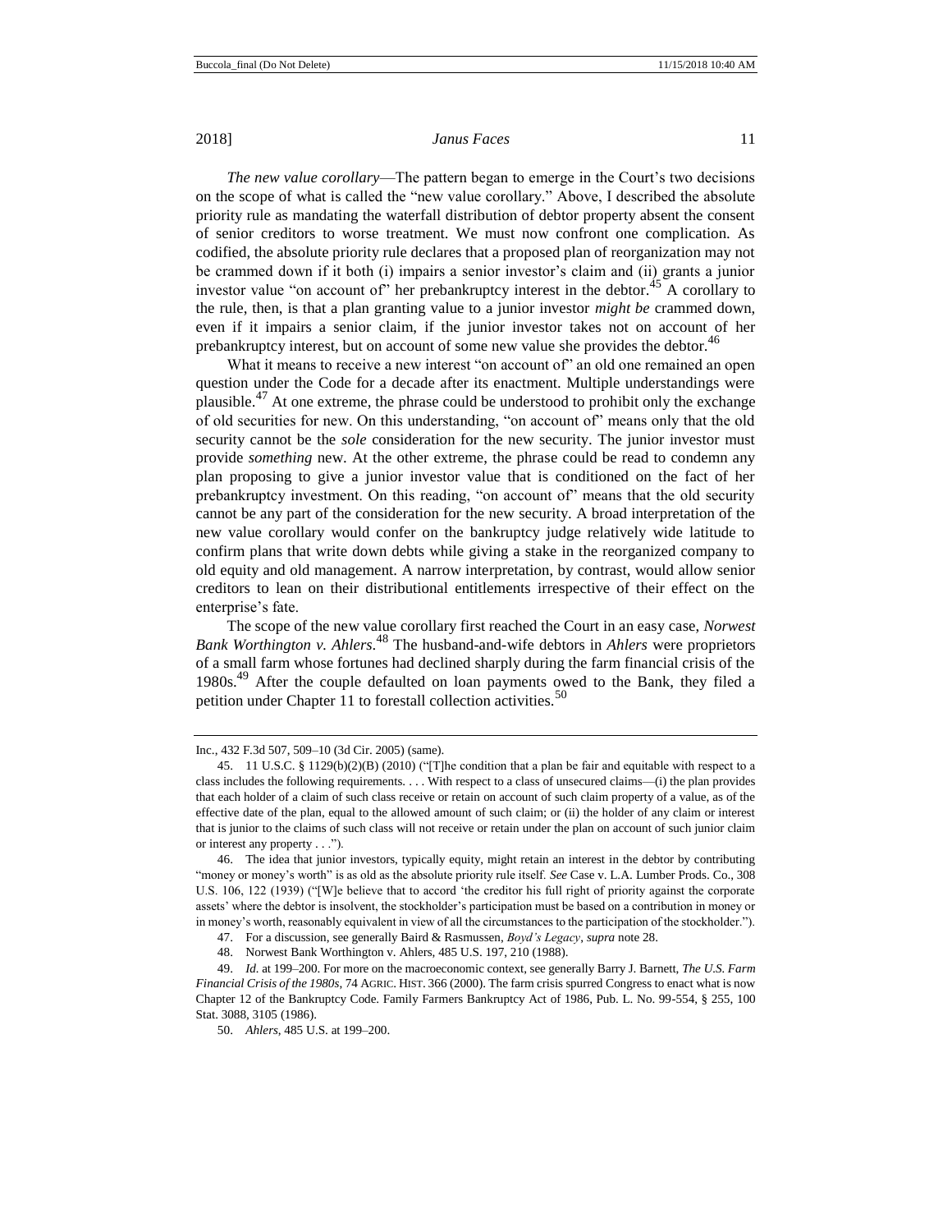*The new value corollary*—The pattern began to emerge in the Court's two decisions on the scope of what is called the "new value corollary." Above, I described the absolute priority rule as mandating the waterfall distribution of debtor property absent the consent of senior creditors to worse treatment. We must now confront one complication. As codified, the absolute priority rule declares that a proposed plan of reorganization may not be crammed down if it both (i) impairs a senior investor's claim and (ii) grants a junior investor value "on account of" her prebankruptcy interest in the debtor.[45] A corollary to the rule, then, is that a plan granting value to a junior investor *might be* crammed down, even if it impairs a senior claim, if the junior investor takes not on account of her prebankruptcy interest, but on account of some new value she provides the debtor.[46]

What it means to receive a new interest "on account of" an old one remained an open question under the Code for a decade after its enactment. Multiple understandings were plausible.[47] At one extreme, the phrase could be understood to prohibit only the exchange of old securities for new. On this understanding, "on account of" means only that the old security cannot be the *sole* consideration for the new security. The junior investor must provide *something* new. At the other extreme, the phrase could be read to condemn any plan proposing to give a junior investor value that is conditioned on the fact of her prebankruptcy investment. On this reading, "on account of" means that the old security cannot be any part of the consideration for the new security. A broad interpretation of the new value corollary would confer on the bankruptcy judge relatively wide latitude to confirm plans that write down debts while giving a stake in the reorganized company to old equity and old management. A narrow interpretation, by contrast, would allow senior creditors to lean on their distributional entitlements irrespective of their effect on the enterprise's fate.

The scope of the new value corollary first reached the Court in an easy case, *Norwest Bank Worthington v. Ahlers*.[48] The husband-and-wife debtors in *Ahlers* were proprietors of a small farm whose fortunes had declined sharply during the farm financial crisis of the 1980s.[49] After the couple defaulted on loan payments owed to the Bank, they filed a petition under Chapter 11 to forestall collection activities.[50]

---

Inc., 432 F.3d 507, 509–10 (3d Cir. 2005) (same).

45. 11 U.S.C. § 1129(b)(2)(B) (2010) ("[T]he condition that a plan be fair and equitable with respect to a class includes the following requirements. . . . With respect to a class of unsecured claims—(i) the plan provides that each holder of a claim of such class receive or retain on account of such claim property of a value, as of the effective date of the plan, equal to the allowed amount of such claim; or (ii) the holder of any claim or interest that is junior to the claims of such class will not receive or retain under the plan on account of such junior claim or interest any property . . .").

46. The idea that junior investors, typically equity, might retain an interest in the debtor by contributing "money or money's worth" is as old as the absolute priority rule itself. *See* Case v. L.A. Lumber Prods. Co., 308 U.S. 106, 122 (1939) ("[W]e believe that to accord 'the creditor his full right of priority against the corporate assets' where the debtor is insolvent, the stockholder's participation must be based on a contribution in money or in money's worth, reasonably equivalent in view of all the circumstances to the participation of the stockholder.").

47. For a discussion, see generally Baird & Rasmussen, *Boyd's Legacy*, *supra* note 28.

48. Norwest Bank Worthington v. Ahlers, 485 U.S. 197, 210 (1988).

49. *Id.* at 199–200. For more on the macroeconomic context, see generally Barry J. Barnett, *The U.S. Farm Financial Crisis of the 1980s*, 74 AGRIC. HIST. 366 (2000). The farm crisis spurred Congress to enact what is now Chapter 12 of the Bankruptcy Code. Family Farmers Bankruptcy Act of 1986, Pub. L. No. 99-554, § 255, 100 Stat. 3088, 3105 (1986).

50. *Ahlers*, 485 U.S. at 199–200.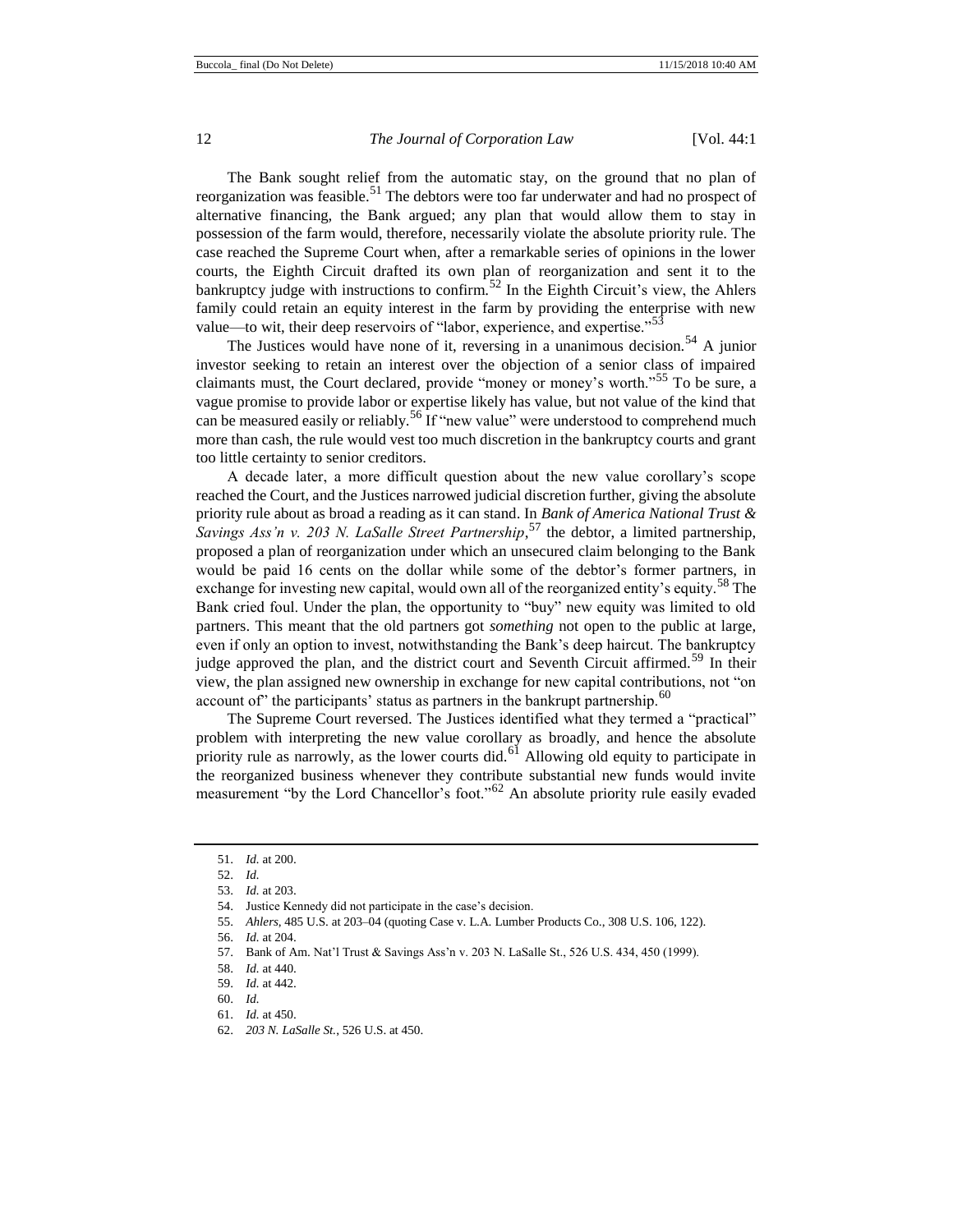The Bank sought relief from the automatic stay, on the ground that no plan of reorganization was feasible.[51] The debtors were too far underwater and had no prospect of alternative financing, the Bank argued; any plan that would allow them to stay in possession of the farm would, therefore, necessarily violate the absolute priority rule. The case reached the Supreme Court when, after a remarkable series of opinions in the lower courts, the Eighth Circuit drafted its own plan of reorganization and sent it to the bankruptcy judge with instructions to confirm.[52] In the Eighth Circuit's view, the Ahlers family could retain an equity interest in the farm by providing the enterprise with new value—to wit, their deep reservoirs of "labor, experience, and expertise."[53]

The Justices would have none of it, reversing in a unanimous decision.[54] A junior investor seeking to retain an interest over the objection of a senior class of impaired claimants must, the Court declared, provide "money or money's worth."[55] To be sure, a vague promise to provide labor or expertise likely has value, but not value of the kind that can be measured easily or reliably.[56] If "new value" were understood to comprehend much more than cash, the rule would vest too much discretion in the bankruptcy courts and grant too little certainty to senior creditors.

A decade later, a more difficult question about the new value corollary's scope reached the Court, and the Justices narrowed judicial discretion further, giving the absolute priority rule about as broad a reading as it can stand. In *Bank of America National Trust & Savings Ass'n v. 203 N. LaSalle Street Partnership*,[57] the debtor, a limited partnership, proposed a plan of reorganization under which an unsecured claim belonging to the Bank would be paid 16 cents on the dollar while some of the debtor's former partners, in exchange for investing new capital, would own all of the reorganized entity's equity.[58] The Bank cried foul. Under the plan, the opportunity to "buy" new equity was limited to old partners. This meant that the old partners got *something* not open to the public at large, even if only an option to invest, notwithstanding the Bank's deep haircut. The bankruptcy judge approved the plan, and the district court and Seventh Circuit affirmed.[59] In their view, the plan assigned new ownership in exchange for new capital contributions, not "on account of" the participants' status as partners in the bankrupt partnership.[60]

The Supreme Court reversed. The Justices identified what they termed a "practical" problem with interpreting the new value corollary as broadly, and hence the absolute priority rule as narrowly, as the lower courts did.[61] Allowing old equity to participate in the reorganized business whenever they contribute substantial new funds would invite measurement "by the Lord Chancellor's foot."[62] An absolute priority rule easily evaded

---

51. *Id.* at 200.
52. *Id.*
53. *Id.* at 203.
54. Justice Kennedy did not participate in the case's decision.
55. *Ahlers*, 485 U.S. at 203–04 (quoting Case v. L.A. Lumber Products Co., 308 U.S. 106, 122).
56. *Id.* at 204.
57. Bank of Am. Nat'l Trust & Savings Ass'n v. 203 N. LaSalle St., 526 U.S. 434, 450 (1999).
58. *Id.* at 440.
59. *Id.* at 442.
60. *Id.*
61. *Id.* at 450.
62. *203 N. LaSalle St.*, 526 U.S. at 450.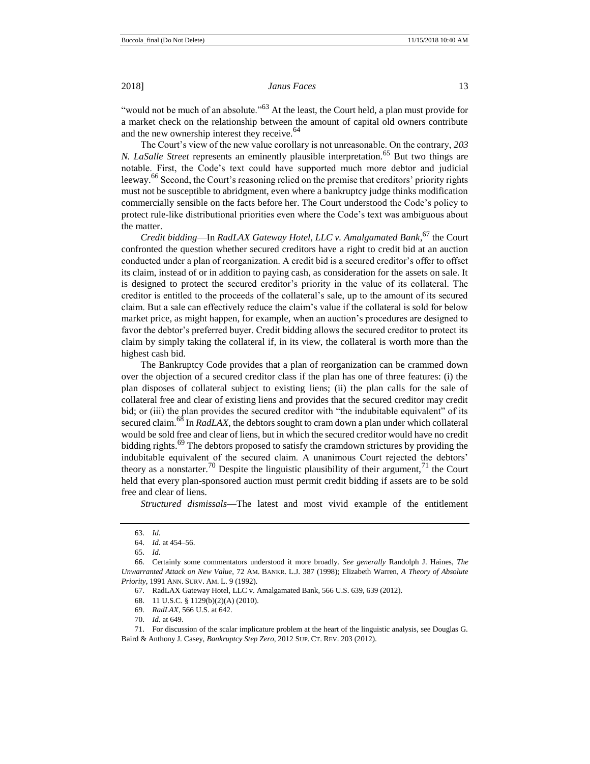"would not be much of an absolute."[63] At the least, the Court held, a plan must provide for a market check on the relationship between the amount of capital old owners contribute and the new ownership interest they receive.[64]

The Court's view of the new value corollary is not unreasonable. On the contrary, *203 N. LaSalle Street* represents an eminently plausible interpretation.[65] But two things are notable. First, the Code's text could have supported much more debtor and judicial leeway.[66] Second, the Court's reasoning relied on the premise that creditors' priority rights must not be susceptible to abridgment, even where a bankruptcy judge thinks modification commercially sensible on the facts before her. The Court understood the Code's policy to protect rule-like distributional priorities even where the Code's text was ambiguous about the matter.

*Credit bidding*—In *RadLAX Gateway Hotel, LLC v. Amalgamated Bank*,[67] the Court confronted the question whether secured creditors have a right to credit bid at an auction conducted under a plan of reorganization. A credit bid is a secured creditor's offer to offset its claim, instead of or in addition to paying cash, as consideration for the assets on sale. It is designed to protect the secured creditor's priority in the value of its collateral. The creditor is entitled to the proceeds of the collateral's sale, up to the amount of its secured claim. But a sale can effectively reduce the claim's value if the collateral is sold for below market price, as might happen, for example, when an auction's procedures are designed to favor the debtor's preferred buyer. Credit bidding allows the secured creditor to protect its claim by simply taking the collateral if, in its view, the collateral is worth more than the highest cash bid.

The Bankruptcy Code provides that a plan of reorganization can be crammed down over the objection of a secured creditor class if the plan has one of three features: (i) the plan disposes of collateral subject to existing liens; (ii) the plan calls for the sale of collateral free and clear of existing liens and provides that the secured creditor may credit bid; or (iii) the plan provides the secured creditor with "the indubitable equivalent" of its secured claim.[68] In *RadLAX*, the debtors sought to cram down a plan under which collateral would be sold free and clear of liens, but in which the secured creditor would have no credit bidding rights.[69] The debtors proposed to satisfy the cramdown strictures by providing the indubitable equivalent of the secured claim. A unanimous Court rejected the debtors' theory as a nonstarter.[70] Despite the linguistic plausibility of their argument,[71] the Court held that every plan-sponsored auction must permit credit bidding if assets are to be sold free and clear of liens.

*Structured dismissals*—The latest and most vivid example of the entitlement

---

63. *Id.*

64. *Id.* at 454–56.

65. *Id.*

66. Certainly some commentators understood it more broadly. *See generally* Randolph J. Haines, *The Unwarranted Attack on New Value*, 72 AM. BANKR. L.J. 387 (1998); Elizabeth Warren, *A Theory of Absolute Priority*, 1991 ANN. SURV. AM. L. 9 (1992).

67. RadLAX Gateway Hotel, LLC v. Amalgamated Bank, 566 U.S. 639, 639 (2012).

68. 11 U.S.C. § 1129(b)(2)(A) (2010).

69. *RadLAX*, 566 U.S. at 642.

70. *Id.* at 649.

71. For discussion of the scalar implicature problem at the heart of the linguistic analysis, see Douglas G. Baird & Anthony J. Casey, *Bankruptcy Step Zero*, 2012 SUP. CT. REV. 203 (2012).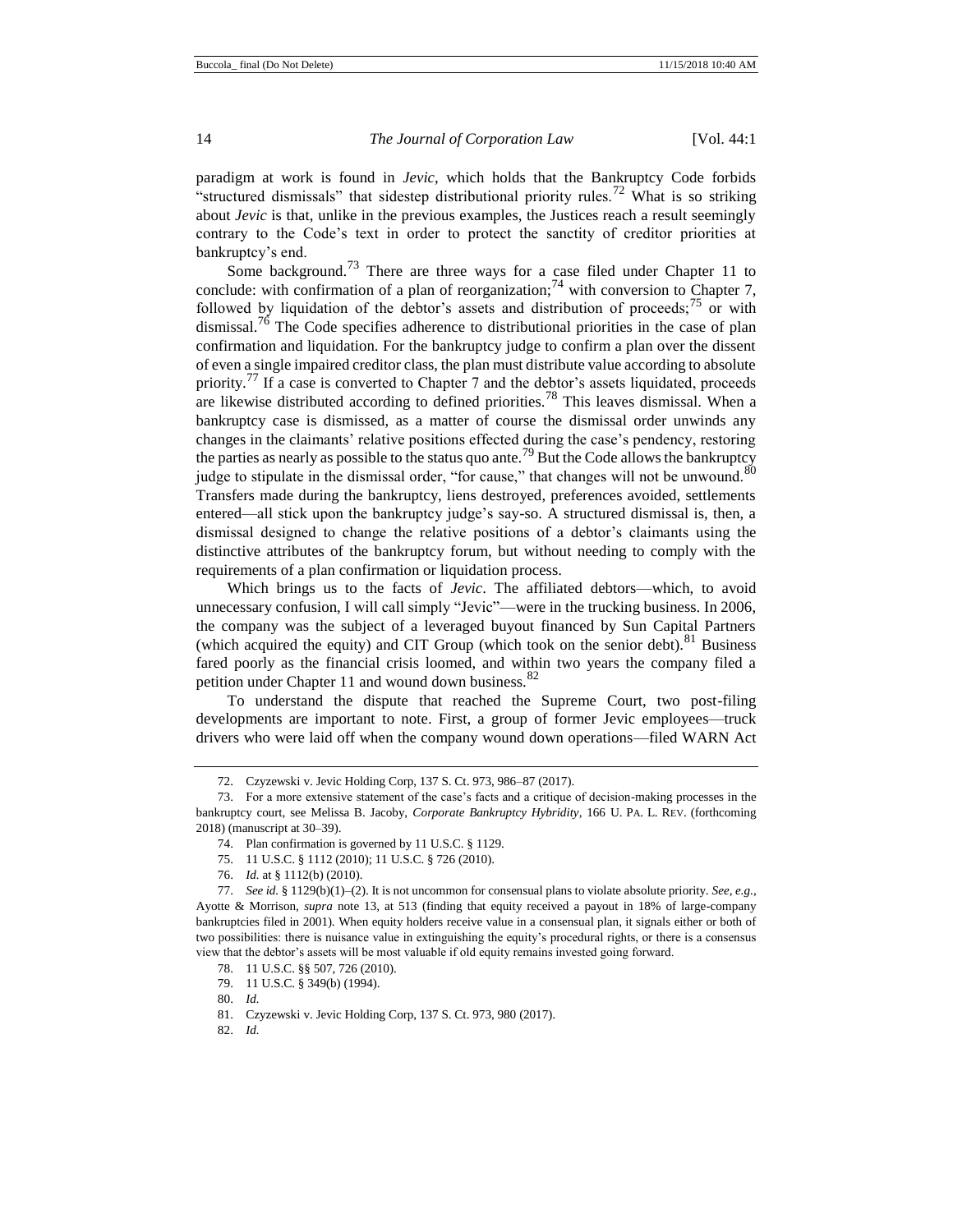paradigm at work is found in *Jevic*, which holds that the Bankruptcy Code forbids "structured dismissals" that sidestep distributional priority rules.[72] What is so striking about *Jevic* is that, unlike in the previous examples, the Justices reach a result seemingly contrary to the Code's text in order to protect the sanctity of creditor priorities at bankruptcy's end.

Some background.[73] There are three ways for a case filed under Chapter 11 to conclude: with confirmation of a plan of reorganization;[74] with conversion to Chapter 7, followed by liquidation of the debtor's assets and distribution of proceeds;[75] or with dismissal.[76] The Code specifies adherence to distributional priorities in the case of plan confirmation and liquidation. For the bankruptcy judge to confirm a plan over the dissent of even a single impaired creditor class, the plan must distribute value according to absolute priority.[77] If a case is converted to Chapter 7 and the debtor's assets liquidated, proceeds are likewise distributed according to defined priorities.[78] This leaves dismissal. When a bankruptcy case is dismissed, as a matter of course the dismissal order unwinds any changes in the claimants' relative positions effected during the case's pendency, restoring the parties as nearly as possible to the status quo ante.[79] But the Code allows the bankruptcy judge to stipulate in the dismissal order, "for cause," that changes will not be unwound.[80] Transfers made during the bankruptcy, liens destroyed, preferences avoided, settlements entered—all stick upon the bankruptcy judge's say-so. A structured dismissal is, then, a dismissal designed to change the relative positions of a debtor's claimants using the distinctive attributes of the bankruptcy forum, but without needing to comply with the requirements of a plan confirmation or liquidation process.

Which brings us to the facts of *Jevic*. The affiliated debtors—which, to avoid unnecessary confusion, I will call simply "Jevic"—were in the trucking business. In 2006, the company was the subject of a leveraged buyout financed by Sun Capital Partners (which acquired the equity) and CIT Group (which took on the senior debt).[81] Business fared poorly as the financial crisis loomed, and within two years the company filed a petition under Chapter 11 and wound down business.[82]

To understand the dispute that reached the Supreme Court, two post-filing developments are important to note. First, a group of former Jevic employees—truck drivers who were laid off when the company wound down operations—filed WARN Act

---

72. Czyzewski v. Jevic Holding Corp, 137 S. Ct. 973, 986–87 (2017).

73. For a more extensive statement of the case's facts and a critique of decision-making processes in the bankruptcy court, see Melissa B. Jacoby, *Corporate Bankruptcy Hybridity*, 166 U. PA. L. REV. (forthcoming 2018) (manuscript at 30–39).

74. Plan confirmation is governed by 11 U.S.C. § 1129.

75. 11 U.S.C. § 1112 (2010); 11 U.S.C. § 726 (2010).

76. *Id.* at § 1112(b) (2010).

77. *See id.* § 1129(b)(1)–(2). It is not uncommon for consensual plans to violate absolute priority. *See, e.g.*, Ayotte & Morrison, *supra* note 13, at 513 (finding that equity received a payout in 18% of large-company bankruptcies filed in 2001). When equity holders receive value in a consensual plan, it signals either or both of two possibilities: there is nuisance value in extinguishing the equity's procedural rights, or there is a consensus view that the debtor's assets will be most valuable if old equity remains invested going forward.

78. 11 U.S.C. §§ 507, 726 (2010).

79. 11 U.S.C. § 349(b) (1994).

80. *Id.*

81. Czyzewski v. Jevic Holding Corp, 137 S. Ct. 973, 980 (2017).

82. *Id.*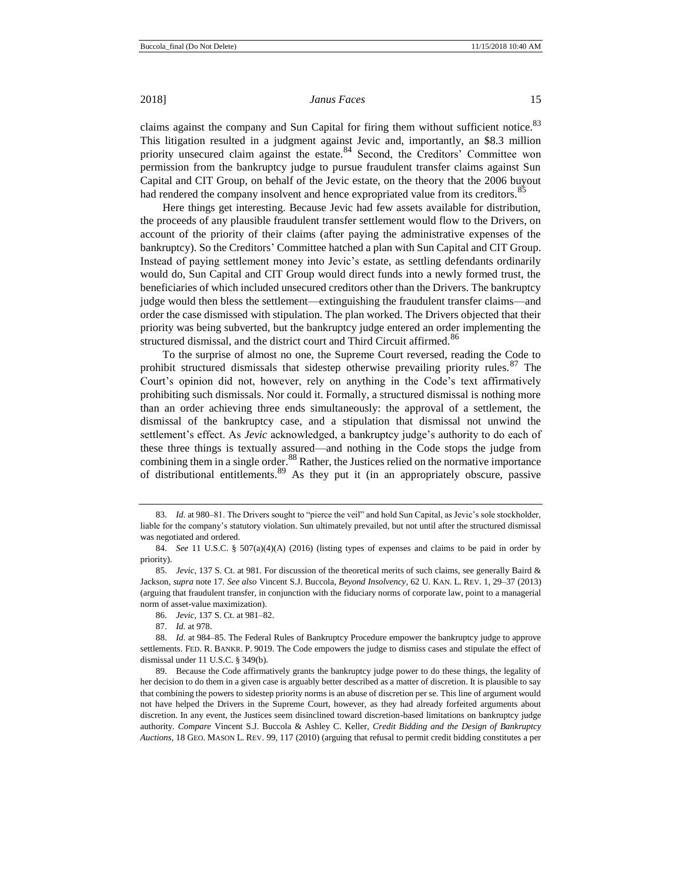claims against the company and Sun Capital for firing them without sufficient notice.[83] This litigation resulted in a judgment against Jevic and, importantly, an $8.3 million priority unsecured claim against the estate.[84] Second, the Creditors' Committee won permission from the bankruptcy judge to pursue fraudulent transfer claims against Sun Capital and CIT Group, on behalf of the Jevic estate, on the theory that the 2006 buyout had rendered the company insolvent and hence expropriated value from its creditors.[85]

Here things get interesting. Because Jevic had few assets available for distribution, the proceeds of any plausible fraudulent transfer settlement would flow to the Drivers, on account of the priority of their claims (after paying the administrative expenses of the bankruptcy). So the Creditors' Committee hatched a plan with Sun Capital and CIT Group. Instead of paying settlement money into Jevic's estate, as settling defendants ordinarily would do, Sun Capital and CIT Group would direct funds into a newly formed trust, the beneficiaries of which included unsecured creditors other than the Drivers. The bankruptcy judge would then bless the settlement—extinguishing the fraudulent transfer claims—and order the case dismissed with stipulation. The plan worked. The Drivers objected that their priority was being subverted, but the bankruptcy judge entered an order implementing the structured dismissal, and the district court and Third Circuit affirmed.[86]

To the surprise of almost no one, the Supreme Court reversed, reading the Code to prohibit structured dismissals that sidestep otherwise prevailing priority rules.[87] The Court's opinion did not, however, rely on anything in the Code's text affirmatively prohibiting such dismissals. Nor could it. Formally, a structured dismissal is nothing more than an order achieving three ends simultaneously: the approval of a settlement, the dismissal of the bankruptcy case, and a stipulation that dismissal not unwind the settlement's effect. As *Jevic* acknowledged, a bankruptcy judge's authority to do each of these three things is textually assured—and nothing in the Code stops the judge from combining them in a single order.[88] Rather, the Justices relied on the normative importance of distributional entitlements.[89] As they put it (in an appropriately obscure, passive

---

83. *Id.* at 980–81. The Drivers sought to "pierce the veil" and hold Sun Capital, as Jevic's sole stockholder, liable for the company's statutory violation. Sun ultimately prevailed, but not until after the structured dismissal was negotiated and ordered.

84. *See* 11 U.S.C. § 507(a)(4)(A) (2016) (listing types of expenses and claims to be paid in order by priority).

85. *Jevic*, 137 S. Ct. at 981. For discussion of the theoretical merits of such claims, see generally Baird & Jackson, *supra* note 17. *See also* Vincent S.J. Buccola, *Beyond Insolvency*, 62 U. KAN. L. REV. 1, 29–37 (2013) (arguing that fraudulent transfer, in conjunction with the fiduciary norms of corporate law, point to a managerial norm of asset-value maximization).

86. *Jevic*, 137 S. Ct. at 981–82.

87. *Id.* at 978.

88. *Id.* at 984–85. The Federal Rules of Bankruptcy Procedure empower the bankruptcy judge to approve settlements. FED. R. BANKR. P. 9019. The Code empowers the judge to dismiss cases and stipulate the effect of dismissal under 11 U.S.C. § 349(b).

89. Because the Code affirmatively grants the bankruptcy judge power to do these things, the legality of her decision to do them in a given case is arguably better described as a matter of discretion. It is plausible to say that combining the powers to sidestep priority norms is an abuse of discretion per se. This line of argument would not have helped the Drivers in the Supreme Court, however, as they had already forfeited arguments about discretion. In any event, the Justices seem disinclined toward discretion-based limitations on bankruptcy judge authority. *Compare* Vincent S.J. Buccola & Ashley C. Keller, *Credit Bidding and the Design of Bankruptcy Auctions*, 18 GEO. MASON L. REV. 99, 117 (2010) (arguing that refusal to permit credit bidding constitutes a per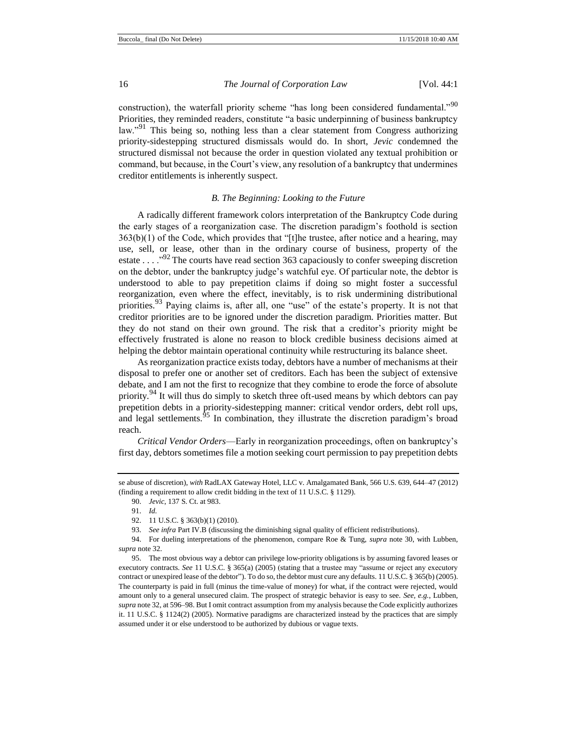construction), the waterfall priority scheme "has long been considered fundamental."[90] Priorities, they reminded readers, constitute "a basic underpinning of business bankruptcy law."[91] This being so, nothing less than a clear statement from Congress authorizing priority-sidestepping structured dismissals would do. In short, *Jevic* condemned the structured dismissal not because the order in question violated any textual prohibition or command, but because, in the Court's view, any resolution of a bankruptcy that undermines creditor entitlements is inherently suspect.

### *B. The Beginning: Looking to the Future*

A radically different framework colors interpretation of the Bankruptcy Code during the early stages of a reorganization case. The discretion paradigm's foothold is section 363(b)(1) of the Code, which provides that "[t]he trustee, after notice and a hearing, may use, sell, or lease, other than in the ordinary course of business, property of the estate . . . ."[92] The courts have read section 363 capaciously to confer sweeping discretion on the debtor, under the bankruptcy judge's watchful eye. Of particular note, the debtor is understood to able to pay prepetition claims if doing so might foster a successful reorganization, even where the effect, inevitably, is to risk undermining distributional priorities.[93] Paying claims is, after all, one "use" of the estate's property. It is not that creditor priorities are to be ignored under the discretion paradigm. Priorities matter. But they do not stand on their own ground. The risk that a creditor's priority might be effectively frustrated is alone no reason to block credible business decisions aimed at helping the debtor maintain operational continuity while restructuring its balance sheet.

As reorganization practice exists today, debtors have a number of mechanisms at their disposal to prefer one or another set of creditors. Each has been the subject of extensive debate, and I am not the first to recognize that they combine to erode the force of absolute priority.[94] It will thus do simply to sketch three oft-used means by which debtors can pay prepetition debts in a priority-sidestepping manner: critical vendor orders, debt roll ups, and legal settlements.[95] In combination, they illustrate the discretion paradigm's broad reach.

*Critical Vendor Orders*—Early in reorganization proceedings, often on bankruptcy's first day, debtors sometimes file a motion seeking court permission to pay prepetition debts

---

se abuse of discretion), *with* RadLAX Gateway Hotel, LLC v. Amalgamated Bank, 566 U.S. 639, 644–47 (2012) (finding a requirement to allow credit bidding in the text of 11 U.S.C. § 1129).

90. *Jevic*, 137 S. Ct. at 983.

91. *Id.*

92. 11 U.S.C. § 363(b)(1) (2010).

93. *See infra* Part IV.B (discussing the diminishing signal quality of efficient redistributions).

94. For dueling interpretations of the phenomenon, compare Roe & Tung, *supra* note 30, with Lubben, *supra* note 32.

95. The most obvious way a debtor can privilege low-priority obligations is by assuming favored leases or executory contracts. *See* 11 U.S.C. § 365(a) (2005) (stating that a trustee may "assume or reject any executory contract or unexpired lease of the debtor"). To do so, the debtor must cure any defaults. 11 U.S.C. § 365(b) (2005). The counterparty is paid in full (minus the time-value of money) for what, if the contract were rejected, would amount only to a general unsecured claim. The prospect of strategic behavior is easy to see. *See, e.g.*, Lubben, *supra* note 32, at 596–98. But I omit contract assumption from my analysis because the Code explicitly authorizes it. 11 U.S.C. § 1124(2) (2005). Normative paradigms are characterized instead by the practices that are simply assumed under it or else understood to be authorized by dubious or vague texts.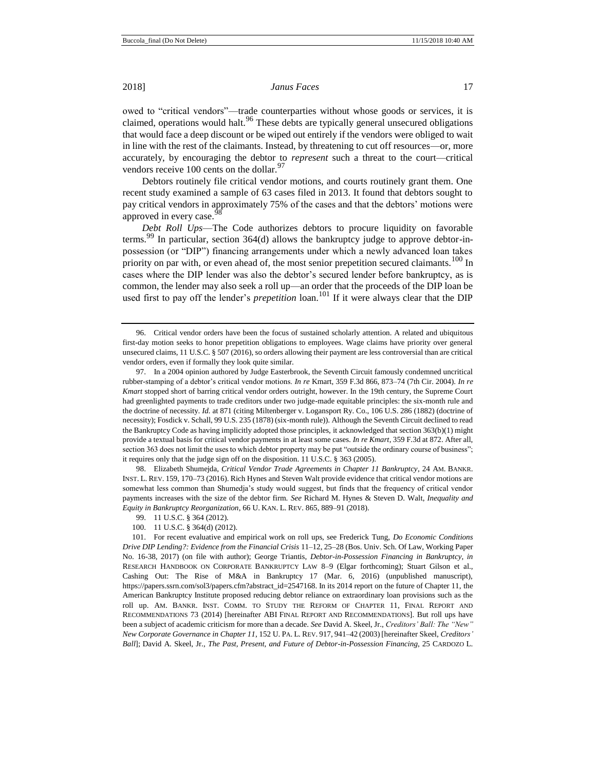owed to "critical vendors"—trade counterparties without whose goods or services, it is claimed, operations would halt.[96] These debts are typically general unsecured obligations that would face a deep discount or be wiped out entirely if the vendors were obliged to wait in line with the rest of the claimants. Instead, by threatening to cut off resources—or, more accurately, by encouraging the debtor to *represent* such a threat to the court—critical vendors receive 100 cents on the dollar.[97]

Debtors routinely file critical vendor motions, and courts routinely grant them. One recent study examined a sample of 63 cases filed in 2013. It found that debtors sought to pay critical vendors in approximately 75% of the cases and that the debtors' motions were approved in every case.[98]

*Debt Roll Ups*—The Code authorizes debtors to procure liquidity on favorable terms.[99] In particular, section 364(d) allows the bankruptcy judge to approve debtor-in-possession (or "DIP") financing arrangements under which a newly advanced loan takes priority on par with, or even ahead of, the most senior prepetition secured claimants.[100] In cases where the DIP lender was also the debtor's secured lender before bankruptcy, as is common, the lender may also seek a roll up—an order that the proceeds of the DIP loan be used first to pay off the lender's *prepetition* loan.[101] If it were always clear that the DIP

---

96. Critical vendor orders have been the focus of sustained scholarly attention. A related and ubiquitous first-day motion seeks to honor prepetition obligations to employees. Wage claims have priority over general unsecured claims, 11 U.S.C. § 507 (2016), so orders allowing their payment are less controversial than are critical vendor orders, even if formally they look quite similar.

97. In a 2004 opinion authored by Judge Easterbrook, the Seventh Circuit famously condemned uncritical rubber-stamping of a debtor's critical vendor motions. *In re* Kmart, 359 F.3d 866, 873–74 (7th Cir. 2004). *In re Kmart* stopped short of barring critical vendor orders outright, however. In the 19th century, the Supreme Court had greenlighted payments to trade creditors under two judge-made equitable principles: the six-month rule and the doctrine of necessity. *Id.* at 871 (citing Miltenberger v. Logansport Ry. Co., 106 U.S. 286 (1882) (doctrine of necessity); Fosdick v. Schall, 99 U.S. 235 (1878) (six-month rule)). Although the Seventh Circuit declined to read the Bankruptcy Code as having implicitly adopted those principles, it acknowledged that section 363(b)(1) might provide a textual basis for critical vendor payments in at least some cases. *In re Kmart*, 359 F.3d at 872. After all, section 363 does not limit the uses to which debtor property may be put "outside the ordinary course of business"; it requires only that the judge sign off on the disposition. 11 U.S.C. § 363 (2005).

98. Elizabeth Shumejda, *Critical Vendor Trade Agreements in Chapter 11 Bankruptcy*, 24 AM. BANKR. INST. L. REV. 159, 170–73 (2016). Rich Hynes and Steven Walt provide evidence that critical vendor motions are somewhat less common than Shumedja's study would suggest, but finds that the frequency of critical vendor payments increases with the size of the debtor firm. *See* Richard M. Hynes & Steven D. Walt, *Inequality and Equity in Bankruptcy Reorganization*, 66 U. KAN. L. REV. 865, 889–91 (2018).

99. 11 U.S.C. § 364 (2012).

100. 11 U.S.C. § 364(d) (2012).

101. For recent evaluative and empirical work on roll ups, see Frederick Tung, *Do Economic Conditions Drive DIP Lending?: Evidence from the Financial Crisis* 11–12, 25–28 (Bos. Univ. Sch. Of Law, Working Paper No. 16-38, 2017) (on file with author); George Triantis, *Debtor-in-Possession Financing in Bankruptcy*, *in* RESEARCH HANDBOOK ON CORPORATE BANKRUPTCY LAW 8–9 (Elgar forthcoming); Stuart Gilson et al., Cashing Out: The Rise of M&A in Bankruptcy 17 (Mar. 6, 2016) (unpublished manuscript), https://papers.ssrn.com/sol3/papers.cfm?abstract_id=2547168. In its 2014 report on the future of Chapter 11, the American Bankruptcy Institute proposed reducing debtor reliance on extraordinary loan provisions such as the roll up. AM. BANKR. INST. COMM. TO STUDY THE REFORM OF CHAPTER 11, FINAL REPORT AND RECOMMENDATIONS 73 (2014) [hereinafter ABI FINAL REPORT AND RECOMMENDATIONS]. But roll ups have been a subject of academic criticism for more than a decade. *See* David A. Skeel, Jr., *Creditors' Ball: The "New" New Corporate Governance in Chapter 11*, 152 U. PA. L. REV. 917, 941–42 (2003) [hereinafter Skeel, *Creditors' Ball*]; David A. Skeel, Jr., *The Past, Present, and Future of Debtor-in-Possession Financing*, 25 CARDOZO L.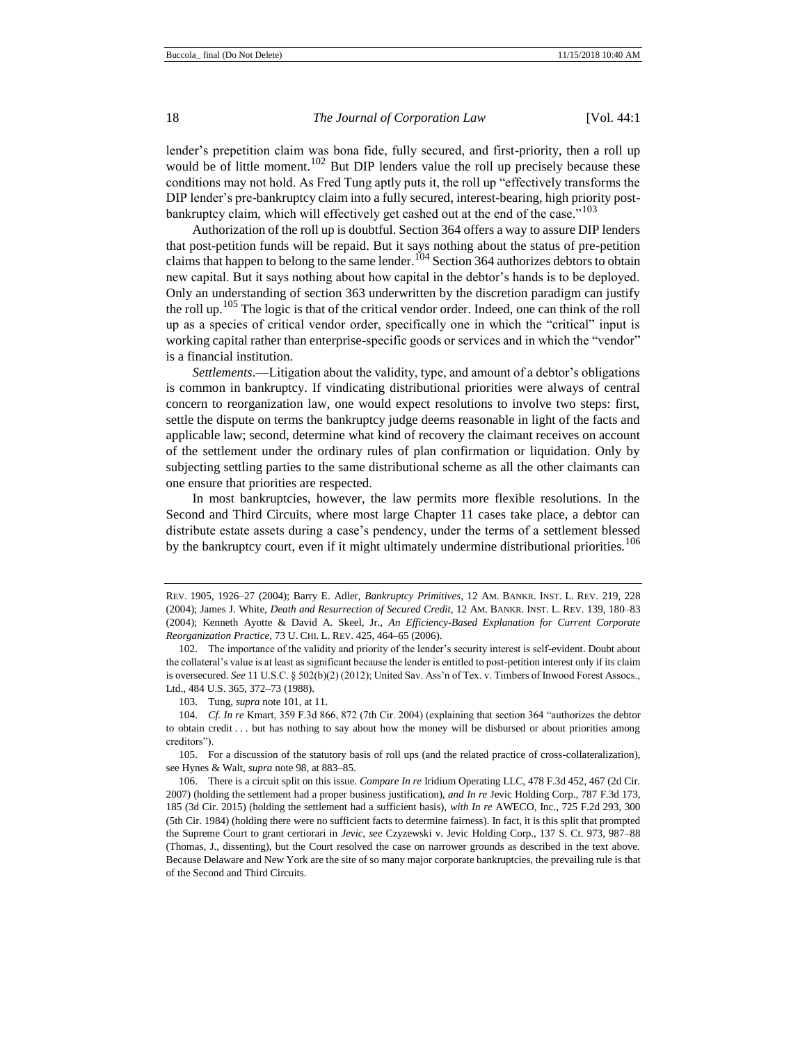lender's prepetition claim was bona fide, fully secured, and first-priority, then a roll up would be of little moment.[102] But DIP lenders value the roll up precisely because these conditions may not hold. As Fred Tung aptly puts it, the roll up "effectively transforms the DIP lender's pre-bankruptcy claim into a fully secured, interest-bearing, high priority post-bankruptcy claim, which will effectively get cashed out at the end of the case."[103]

Authorization of the roll up is doubtful. Section 364 offers a way to assure DIP lenders that post-petition funds will be repaid. But it says nothing about the status of pre-petition claims that happen to belong to the same lender.[104] Section 364 authorizes debtors to obtain new capital. But it says nothing about how capital in the debtor's hands is to be deployed. Only an understanding of section 363 underwritten by the discretion paradigm can justify the roll up.[105] The logic is that of the critical vendor order. Indeed, one can think of the roll up as a species of critical vendor order, specifically one in which the "critical" input is working capital rather than enterprise-specific goods or services and in which the "vendor" is a financial institution.

*Settlements*.—Litigation about the validity, type, and amount of a debtor's obligations is common in bankruptcy. If vindicating distributional priorities were always of central concern to reorganization law, one would expect resolutions to involve two steps: first, settle the dispute on terms the bankruptcy judge deems reasonable in light of the facts and applicable law; second, determine what kind of recovery the claimant receives on account of the settlement under the ordinary rules of plan confirmation or liquidation. Only by subjecting settling parties to the same distributional scheme as all the other claimants can one ensure that priorities are respected.

In most bankruptcies, however, the law permits more flexible resolutions. In the Second and Third Circuits, where most large Chapter 11 cases take place, a debtor can distribute estate assets during a case's pendency, under the terms of a settlement blessed by the bankruptcy court, even if it might ultimately undermine distributional priorities.[106]

---

REV. 1905, 1926–27 (2004); Barry E. Adler, *Bankruptcy Primitives*, 12 AM. BANKR. INST. L. REV. 219, 228 (2004); James J. White, *Death and Resurrection of Secured Credit*, 12 AM. BANKR. INST. L. REV. 139, 180–83 (2004); Kenneth Ayotte & David A. Skeel, Jr., *An Efficiency-Based Explanation for Current Corporate Reorganization Practice*, 73 U. CHI. L. REV. 425, 464–65 (2006).

102. The importance of the validity and priority of the lender's security interest is self-evident. Doubt about the collateral's value is at least as significant because the lender is entitled to post-petition interest only if its claim is oversecured. *See* 11 U.S.C. § 502(b)(2) (2012); United Sav. Ass'n of Tex. v. Timbers of Inwood Forest Assocs., Ltd., 484 U.S. 365, 372–73 (1988).

103. Tung, *supra* note 101, at 11.

104. *Cf. In re* Kmart, 359 F.3d 866, 872 (7th Cir. 2004) (explaining that section 364 "authorizes the debtor to obtain credit . . . but has nothing to say about how the money will be disbursed or about priorities among creditors").

105. For a discussion of the statutory basis of roll ups (and the related practice of cross-collateralization), see Hynes & Walt, *supra* note 98, at 883–85.

106. There is a circuit split on this issue. *Compare In re* Iridium Operating LLC, 478 F.3d 452, 467 (2d Cir. 2007) (holding the settlement had a proper business justification), *and In re* Jevic Holding Corp., 787 F.3d 173, 185 (3d Cir. 2015) (holding the settlement had a sufficient basis), *with In re* AWECO, Inc., 725 F.2d 293, 300 (5th Cir. 1984) (holding there were no sufficient facts to determine fairness). In fact, it is this split that prompted the Supreme Court to grant certiorari in *Jevic*, *see* Czyzewski v. Jevic Holding Corp., 137 S. Ct. 973, 987–88 (Thomas, J., dissenting), but the Court resolved the case on narrower grounds as described in the text above. Because Delaware and New York are the site of so many major corporate bankruptcies, the prevailing rule is that of the Second and Third Circuits.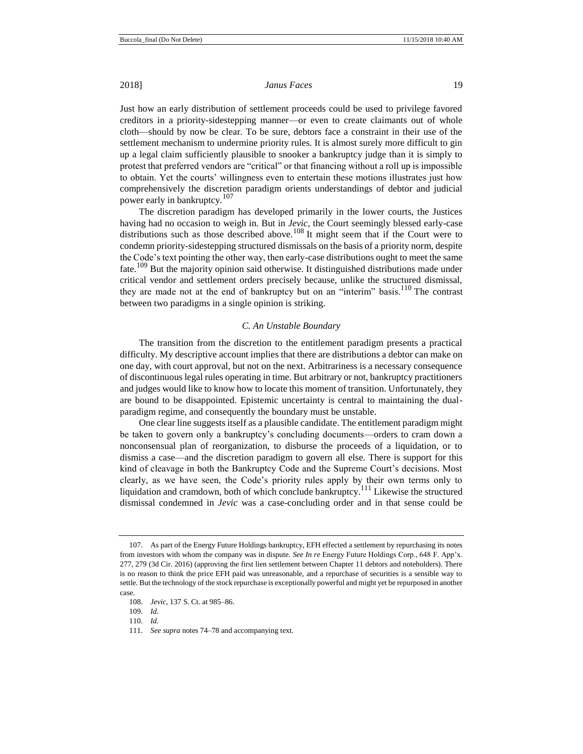Just how an early distribution of settlement proceeds could be used to privilege favored creditors in a priority-sidestepping manner—or even to create claimants out of whole cloth—should by now be clear. To be sure, debtors face a constraint in their use of the settlement mechanism to undermine priority rules. It is almost surely more difficult to gin up a legal claim sufficiently plausible to snooker a bankruptcy judge than it is simply to protest that preferred vendors are "critical" or that financing without a roll up is impossible to obtain. Yet the courts' willingness even to entertain these motions illustrates just how comprehensively the discretion paradigm orients understandings of debtor and judicial power early in bankruptcy.[107]

The discretion paradigm has developed primarily in the lower courts, the Justices having had no occasion to weigh in. But in *Jevic*, the Court seemingly blessed early-case distributions such as those described above.[108] It might seem that if the Court were to condemn priority-sidestepping structured dismissals on the basis of a priority norm, despite the Code's text pointing the other way, then early-case distributions ought to meet the same fate.[109] But the majority opinion said otherwise. It distinguished distributions made under critical vendor and settlement orders precisely because, unlike the structured dismissal, they are made not at the end of bankruptcy but on an "interim" basis.[110] The contrast between two paradigms in a single opinion is striking.

### *C. An Unstable Boundary*

The transition from the discretion to the entitlement paradigm presents a practical difficulty. My descriptive account implies that there are distributions a debtor can make on one day, with court approval, but not on the next. Arbitrariness is a necessary consequence of discontinuous legal rules operating in time. But arbitrary or not, bankruptcy practitioners and judges would like to know how to locate this moment of transition. Unfortunately, they are bound to be disappointed. Epistemic uncertainty is central to maintaining the dual-paradigm regime, and consequently the boundary must be unstable.

One clear line suggests itself as a plausible candidate. The entitlement paradigm might be taken to govern only a bankruptcy's concluding documents—orders to cram down a nonconsensual plan of reorganization, to disburse the proceeds of a liquidation, or to dismiss a case—and the discretion paradigm to govern all else. There is support for this kind of cleavage in both the Bankruptcy Code and the Supreme Court's decisions. Most clearly, as we have seen, the Code's priority rules apply by their own terms only to liquidation and cramdown, both of which conclude bankruptcy.[111] Likewise the structured dismissal condemned in *Jevic* was a case-concluding order and in that sense could be

---

107. As part of the Energy Future Holdings bankruptcy, EFH effected a settlement by repurchasing its notes from investors with whom the company was in dispute. *See In re* Energy Future Holdings Corp., 648 F. App'x. 277, 279 (3d Cir. 2016) (approving the first lien settlement between Chapter 11 debtors and noteholders). There is no reason to think the price EFH paid was unreasonable, and a repurchase of securities is a sensible way to settle. But the technology of the stock repurchase is exceptionally powerful and might yet be repurposed in another case.

108. *Jevic*, 137 S. Ct. at 985–86.

109. *Id.*

110. *Id.*

111. *See supra* notes 74–78 and accompanying text.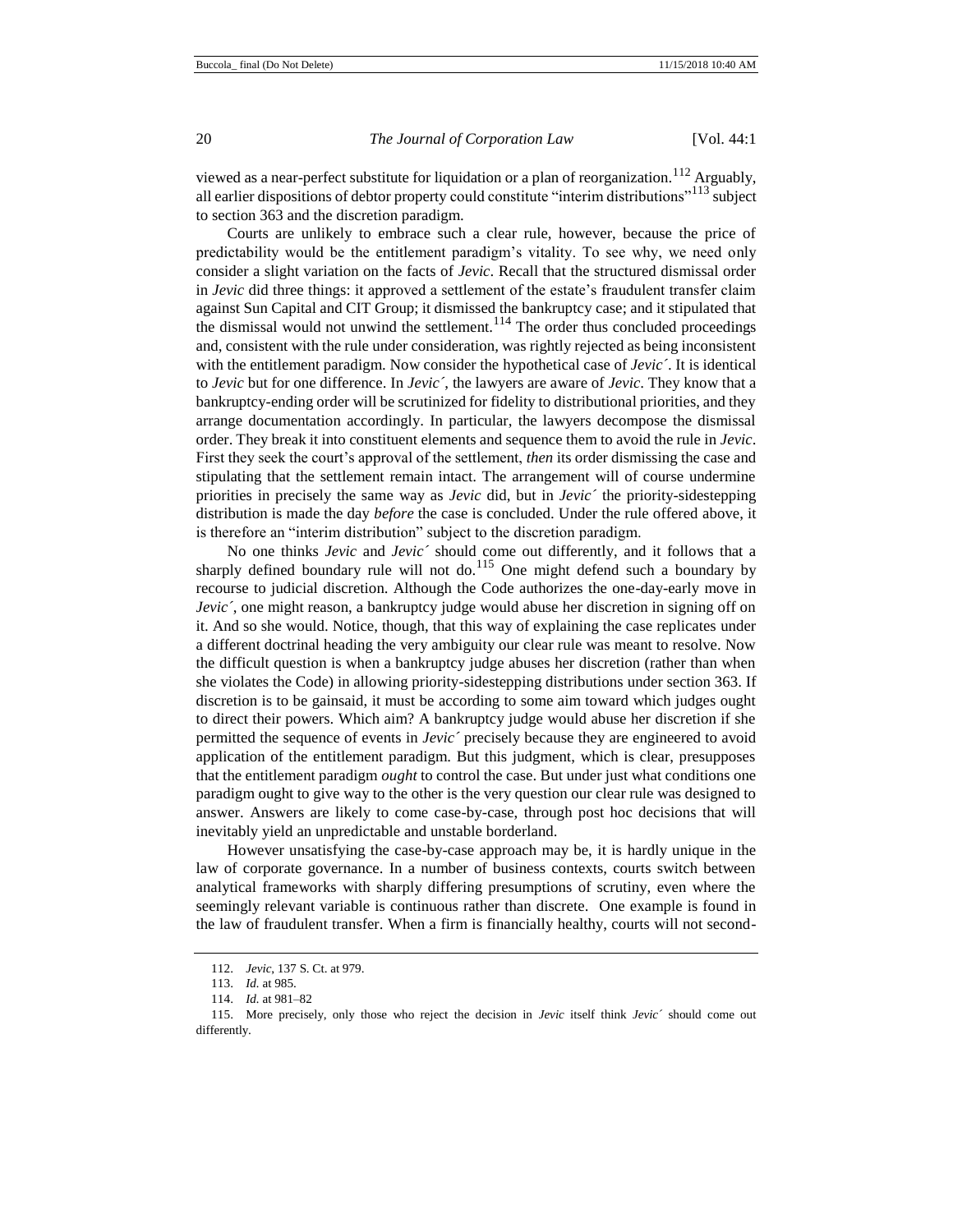viewed as a near-perfect substitute for liquidation or a plan of reorganization.[112] Arguably, all earlier dispositions of debtor property could constitute "interim distributions"[113] subject to section 363 and the discretion paradigm.

Courts are unlikely to embrace such a clear rule, however, because the price of predictability would be the entitlement paradigm's vitality. To see why, we need only consider a slight variation on the facts of *Jevic*. Recall that the structured dismissal order in *Jevic* did three things: it approved a settlement of the estate's fraudulent transfer claim against Sun Capital and CIT Group; it dismissed the bankruptcy case; and it stipulated that the dismissal would not unwind the settlement.[114] The order thus concluded proceedings and, consistent with the rule under consideration, was rightly rejected as being inconsistent with the entitlement paradigm. Now consider the hypothetical case of *Jevic´*. It is identical to *Jevic* but for one difference. In *Jevic´*, the lawyers are aware of *Jevic*. They know that a bankruptcy-ending order will be scrutinized for fidelity to distributional priorities, and they arrange documentation accordingly. In particular, the lawyers decompose the dismissal order. They break it into constituent elements and sequence them to avoid the rule in *Jevic*. First they seek the court's approval of the settlement, *then* its order dismissing the case and stipulating that the settlement remain intact. The arrangement will of course undermine priorities in precisely the same way as *Jevic* did, but in *Jevic´* the priority-sidestepping distribution is made the day *before* the case is concluded. Under the rule offered above, it is therefore an "interim distribution" subject to the discretion paradigm.

No one thinks *Jevic* and *Jevic´* should come out differently, and it follows that a sharply defined boundary rule will not do.[115] One might defend such a boundary by recourse to judicial discretion. Although the Code authorizes the one-day-early move in *Jevic´*, one might reason, a bankruptcy judge would abuse her discretion in signing off on it. And so she would. Notice, though, that this way of explaining the case replicates under a different doctrinal heading the very ambiguity our clear rule was meant to resolve. Now the difficult question is when a bankruptcy judge abuses her discretion (rather than when she violates the Code) in allowing priority-sidestepping distributions under section 363. If discretion is to be gainsaid, it must be according to some aim toward which judges ought to direct their powers. Which aim? A bankruptcy judge would abuse her discretion if she permitted the sequence of events in *Jevic´* precisely because they are engineered to avoid application of the entitlement paradigm. But this judgment, which is clear, presupposes that the entitlement paradigm *ought* to control the case. But under just what conditions one paradigm ought to give way to the other is the very question our clear rule was designed to answer. Answers are likely to come case-by-case, through post hoc decisions that will inevitably yield an unpredictable and unstable borderland.

However unsatisfying the case-by-case approach may be, it is hardly unique in the law of corporate governance. In a number of business contexts, courts switch between analytical frameworks with sharply differing presumptions of scrutiny, even where the seemingly relevant variable is continuous rather than discrete. One example is found in the law of fraudulent transfer. When a firm is financially healthy, courts will not second-

112. *Jevic*, 137 S. Ct. at 979.

113. *Id.* at 985.

114. *Id.* at 981–82

115. More precisely, only those who reject the decision in *Jevic* itself think *Jevic´* should come out differently.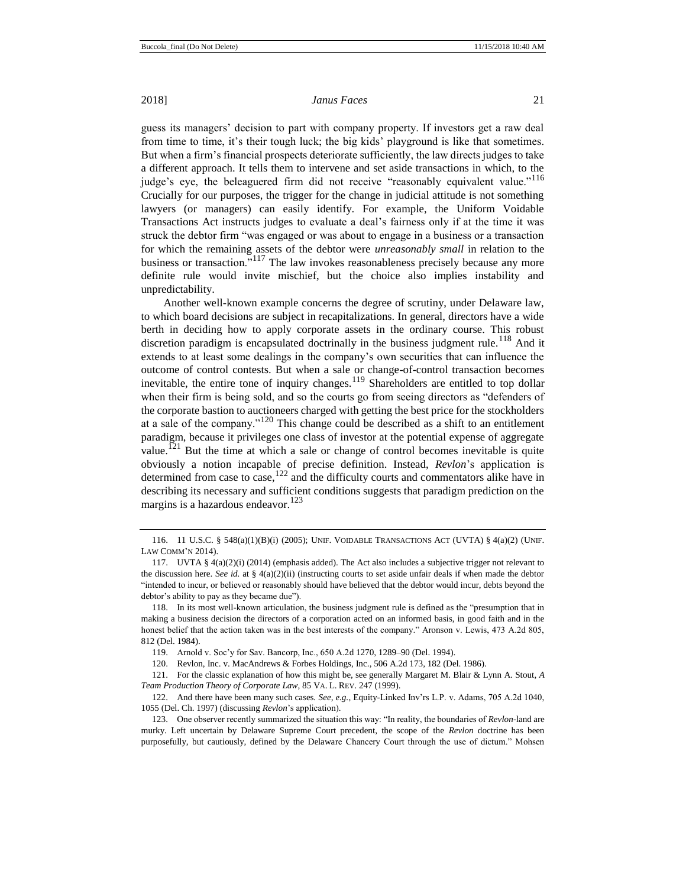guess its managers' decision to part with company property. If investors get a raw deal from time to time, it's their tough luck; the big kids' playground is like that sometimes. But when a firm's financial prospects deteriorate sufficiently, the law directs judges to take a different approach. It tells them to intervene and set aside transactions in which, to the judge's eye, the beleaguered firm did not receive "reasonably equivalent value."[116] Crucially for our purposes, the trigger for the change in judicial attitude is not something lawyers (or managers) can easily identify. For example, the Uniform Voidable Transactions Act instructs judges to evaluate a deal's fairness only if at the time it was struck the debtor firm "was engaged or was about to engage in a business or a transaction for which the remaining assets of the debtor were *unreasonably small* in relation to the business or transaction."[117] The law invokes reasonableness precisely because any more definite rule would invite mischief, but the choice also implies instability and unpredictability.

Another well-known example concerns the degree of scrutiny, under Delaware law, to which board decisions are subject in recapitalizations. In general, directors have a wide berth in deciding how to apply corporate assets in the ordinary course. This robust discretion paradigm is encapsulated doctrinally in the business judgment rule.[118] And it extends to at least some dealings in the company's own securities that can influence the outcome of control contests. But when a sale or change-of-control transaction becomes inevitable, the entire tone of inquiry changes.[119] Shareholders are entitled to top dollar when their firm is being sold, and so the courts go from seeing directors as "defenders of the corporate bastion to auctioneers charged with getting the best price for the stockholders at a sale of the company."[120] This change could be described as a shift to an entitlement paradigm, because it privileges one class of investor at the potential expense of aggregate value.[121] But the time at which a sale or change of control becomes inevitable is quite obviously a notion incapable of precise definition. Instead, *Revlon*'s application is determined from case to case,[122] and the difficulty courts and commentators alike have in describing its necessary and sufficient conditions suggests that paradigm prediction on the margins is a hazardous endeavor.[123]

---

116. 11 U.S.C. § 548(a)(1)(B)(i) (2005); UNIF. VOIDABLE TRANSACTIONS ACT (UVTA) § 4(a)(2) (UNIF. LAW COMM'N 2014).

117. UVTA § 4(a)(2)(i) (2014) (emphasis added). The Act also includes a subjective trigger not relevant to the discussion here. *See id.* at § 4(a)(2)(ii) (instructing courts to set aside unfair deals if when made the debtor "intended to incur, or believed or reasonably should have believed that the debtor would incur, debts beyond the debtor's ability to pay as they became due").

118. In its most well-known articulation, the business judgment rule is defined as the "presumption that in making a business decision the directors of a corporation acted on an informed basis, in good faith and in the honest belief that the action taken was in the best interests of the company." Aronson v. Lewis, 473 A.2d 805, 812 (Del. 1984).

119. Arnold v. Soc'y for Sav. Bancorp, Inc., 650 A.2d 1270, 1289–90 (Del. 1994).

120. Revlon, Inc. v. MacAndrews & Forbes Holdings, Inc., 506 A.2d 173, 182 (Del. 1986).

121. For the classic explanation of how this might be, see generally Margaret M. Blair & Lynn A. Stout, *A Team Production Theory of Corporate Law*, 85 VA. L. REV. 247 (1999).

122. And there have been many such cases. *See, e.g.*, Equity-Linked Inv'rs L.P. v. Adams, 705 A.2d 1040, 1055 (Del. Ch. 1997) (discussing *Revlon*'s application).

123. One observer recently summarized the situation this way: "In reality, the boundaries of *Revlon*-land are murky. Left uncertain by Delaware Supreme Court precedent, the scope of the *Revlon* doctrine has been purposefully, but cautiously, defined by the Delaware Chancery Court through the use of dictum." Mohsen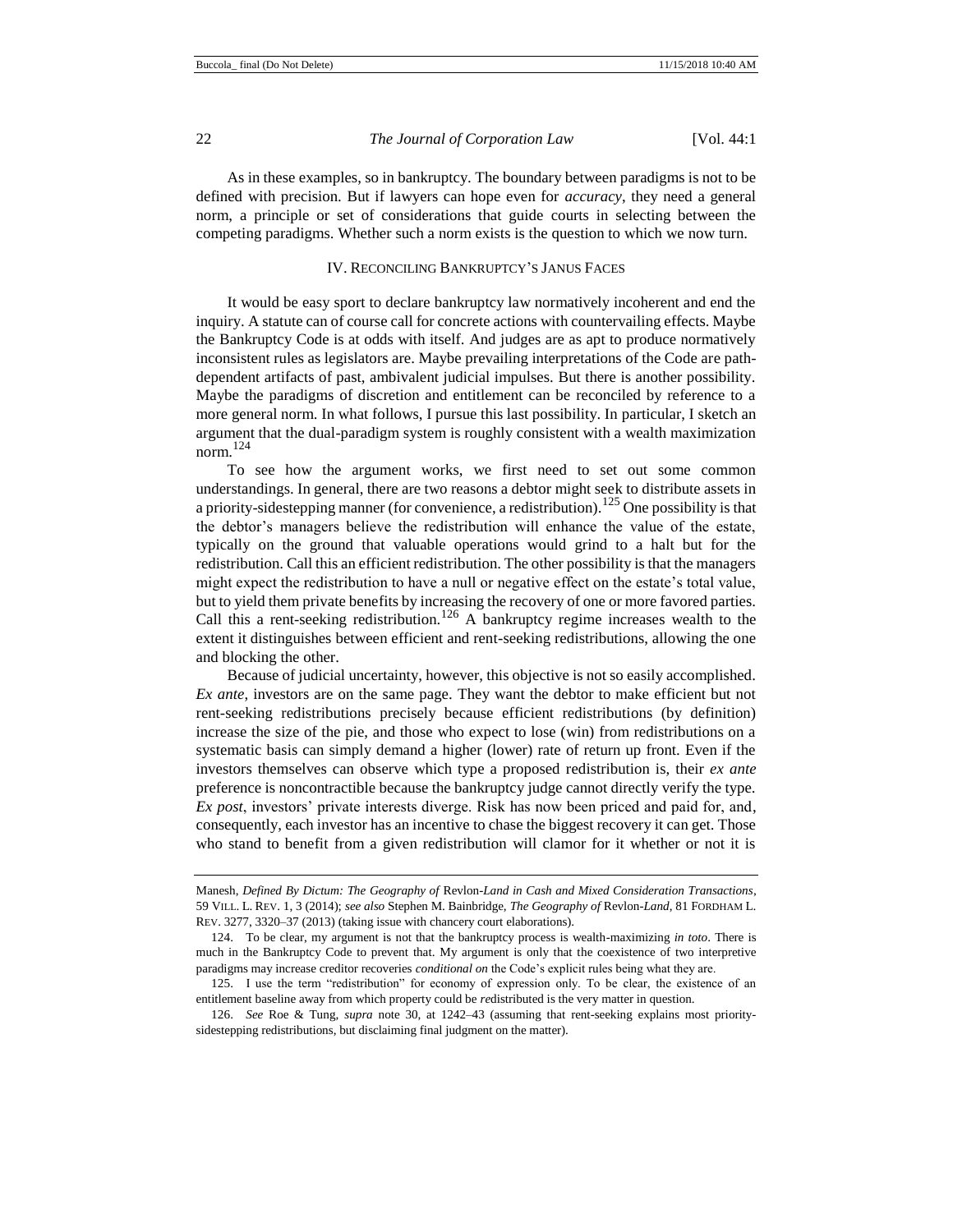As in these examples, so in bankruptcy. The boundary between paradigms is not to be defined with precision. But if lawyers can hope even for *accuracy*, they need a general norm, a principle or set of considerations that guide courts in selecting between the competing paradigms. Whether such a norm exists is the question to which we now turn.

## IV. RECONCILING BANKRUPTCY'S JANUS FACES

It would be easy sport to declare bankruptcy law normatively incoherent and end the inquiry. A statute can of course call for concrete actions with countervailing effects. Maybe the Bankruptcy Code is at odds with itself. And judges are as apt to produce normatively inconsistent rules as legislators are. Maybe prevailing interpretations of the Code are path-dependent artifacts of past, ambivalent judicial impulses. But there is another possibility. Maybe the paradigms of discretion and entitlement can be reconciled by reference to a more general norm. In what follows, I pursue this last possibility. In particular, I sketch an argument that the dual-paradigm system is roughly consistent with a wealth maximization norm.[124]

To see how the argument works, we first need to set out some common understandings. In general, there are two reasons a debtor might seek to distribute assets in a priority-sidestepping manner (for convenience, a redistribution).[125] One possibility is that the debtor's managers believe the redistribution will enhance the value of the estate, typically on the ground that valuable operations would grind to a halt but for the redistribution. Call this an efficient redistribution. The other possibility is that the managers might expect the redistribution to have a null or negative effect on the estate's total value, but to yield them private benefits by increasing the recovery of one or more favored parties. Call this a rent-seeking redistribution.[126] A bankruptcy regime increases wealth to the extent it distinguishes between efficient and rent-seeking redistributions, allowing the one and blocking the other.

Because of judicial uncertainty, however, this objective is not so easily accomplished. *Ex ante*, investors are on the same page. They want the debtor to make efficient but not rent-seeking redistributions precisely because efficient redistributions (by definition) increase the size of the pie, and those who expect to lose (win) from redistributions on a systematic basis can simply demand a higher (lower) rate of return up front. Even if the investors themselves can observe which type a proposed redistribution is, their *ex ante* preference is noncontractible because the bankruptcy judge cannot directly verify the type. *Ex post*, investors' private interests diverge. Risk has now been priced and paid for, and, consequently, each investor has an incentive to chase the biggest recovery it can get. Those who stand to benefit from a given redistribution will clamor for it whether or not it is

---

Manesh, *Defined By Dictum: The Geography of* Revlon-*Land in Cash and Mixed Consideration Transactions*, 59 VILL. L. REV. 1, 3 (2014); *see also* Stephen M. Bainbridge, *The Geography of* Revlon-*Land*, 81 FORDHAM L. REV. 3277, 3320–37 (2013) (taking issue with chancery court elaborations).

124. To be clear, my argument is not that the bankruptcy process is wealth-maximizing *in toto*. There is much in the Bankruptcy Code to prevent that. My argument is only that the coexistence of two interpretive paradigms may increase creditor recoveries *conditional on* the Code's explicit rules being what they are.

125. I use the term "redistribution" for economy of expression only. To be clear, the existence of an entitlement baseline away from which property could be *re*distributed is the very matter in question.

126. *See* Roe & Tung, *supra* note 30, at 1242–43 (assuming that rent-seeking explains most priority-sidestepping redistributions, but disclaiming final judgment on the matter).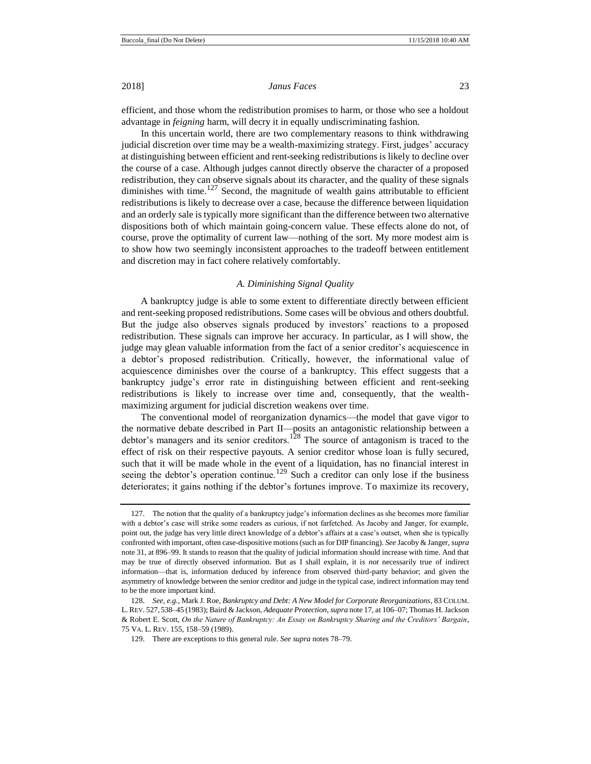efficient, and those whom the redistribution promises to harm, or those who see a holdout advantage in *feigning* harm, will decry it in equally undiscriminating fashion.

In this uncertain world, there are two complementary reasons to think withdrawing judicial discretion over time may be a wealth-maximizing strategy. First, judges' accuracy at distinguishing between efficient and rent-seeking redistributions is likely to decline over the course of a case. Although judges cannot directly observe the character of a proposed redistribution, they can observe signals about its character, and the quality of these signals diminishes with time.[127] Second, the magnitude of wealth gains attributable to efficient redistributions is likely to decrease over a case, because the difference between liquidation and an orderly sale is typically more significant than the difference between two alternative dispositions both of which maintain going-concern value. These effects alone do not, of course, prove the optimality of current law—nothing of the sort. My more modest aim is to show how two seemingly inconsistent approaches to the tradeoff between entitlement and discretion may in fact cohere relatively comfortably.

### *A. Diminishing Signal Quality*

A bankruptcy judge is able to some extent to differentiate directly between efficient and rent-seeking proposed redistributions. Some cases will be obvious and others doubtful. But the judge also observes signals produced by investors' reactions to a proposed redistribution. These signals can improve her accuracy. In particular, as I will show, the judge may glean valuable information from the fact of a senior creditor's acquiescence in a debtor's proposed redistribution. Critically, however, the informational value of acquiescence diminishes over the course of a bankruptcy. This effect suggests that a bankruptcy judge's error rate in distinguishing between efficient and rent-seeking redistributions is likely to increase over time and, consequently, that the wealth-maximizing argument for judicial discretion weakens over time.

The conventional model of reorganization dynamics—the model that gave vigor to the normative debate described in Part II—posits an antagonistic relationship between a debtor's managers and its senior creditors.[128] The source of antagonism is traced to the effect of risk on their respective payouts. A senior creditor whose loan is fully secured, such that it will be made whole in the event of a liquidation, has no financial interest in seeing the debtor's operation continue.[129] Such a creditor can only lose if the business deteriorates; it gains nothing if the debtor's fortunes improve. To maximize its recovery,

---

127. The notion that the quality of a bankruptcy judge's information declines as she becomes more familiar with a debtor's case will strike some readers as curious, if not farfetched. As Jacoby and Janger, for example, point out, the judge has very little direct knowledge of a debtor's affairs at a case's outset, when she is typically confronted with important, often case-dispositive motions (such as for DIP financing). *See* Jacoby & Janger, *supra* note 31, at 896–99. It stands to reason that the quality of judicial information should increase with time. And that may be true of directly observed information. But as I shall explain, it is *not* necessarily true of indirect information—that is, information deduced by inference from observed third-party behavior; and given the asymmetry of knowledge between the senior creditor and judge in the typical case, indirect information may tend to be the more important kind.

128. *See, e.g.*, Mark J. Roe, *Bankruptcy and Debt: A New Model for Corporate Reorganizations*, 83 COLUM. L. REV. 527, 538–45 (1983); Baird & Jackson, *Adequate Protection*, *supra* note 17, at 106–07; Thomas H. Jackson & Robert E. Scott, *On the Nature of Bankruptcy: An Essay on Bankruptcy Sharing and the Creditors' Bargain*, 75 VA. L. REV. 155, 158–59 (1989).

129. There are exceptions to this general rule. *See supra* notes 78–79.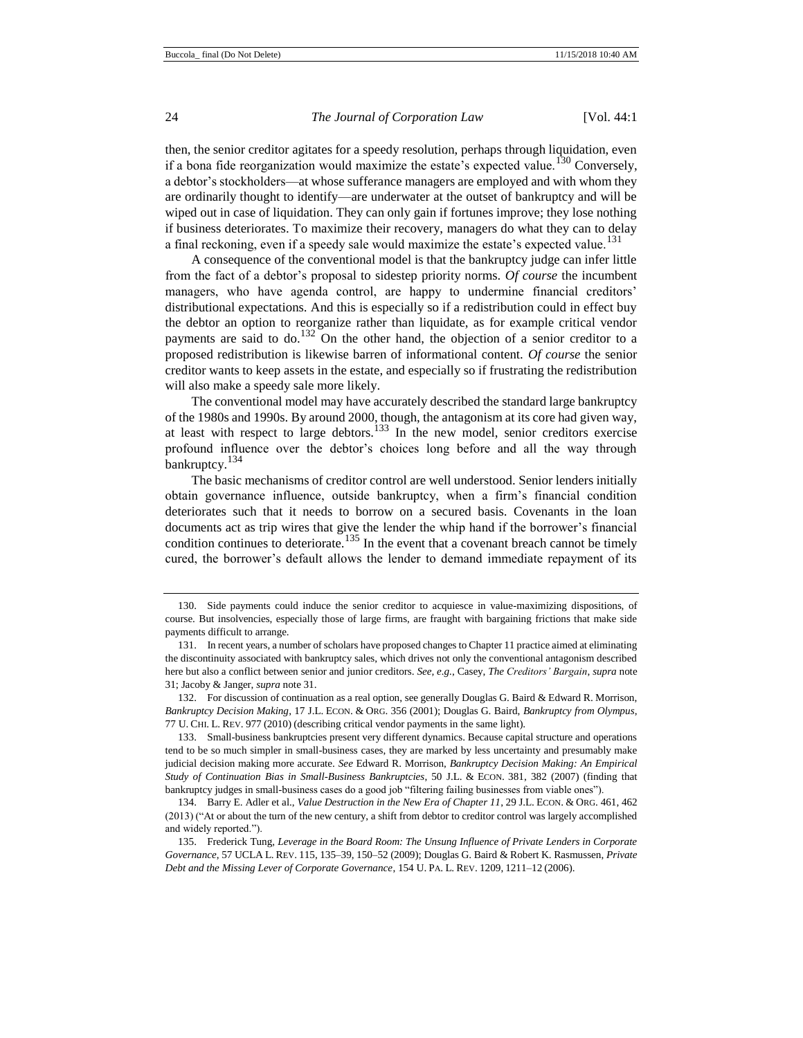then, the senior creditor agitates for a speedy resolution, perhaps through liquidation, even if a bona fide reorganization would maximize the estate's expected value.[130] Conversely, a debtor's stockholders—at whose sufferance managers are employed and with whom they are ordinarily thought to identify—are underwater at the outset of bankruptcy and will be wiped out in case of liquidation. They can only gain if fortunes improve; they lose nothing if business deteriorates. To maximize their recovery, managers do what they can to delay a final reckoning, even if a speedy sale would maximize the estate's expected value.[131]

A consequence of the conventional model is that the bankruptcy judge can infer little from the fact of a debtor's proposal to sidestep priority norms. *Of course* the incumbent managers, who have agenda control, are happy to undermine financial creditors' distributional expectations. And this is especially so if a redistribution could in effect buy the debtor an option to reorganize rather than liquidate, as for example critical vendor payments are said to do.[132] On the other hand, the objection of a senior creditor to a proposed redistribution is likewise barren of informational content. *Of course* the senior creditor wants to keep assets in the estate, and especially so if frustrating the redistribution will also make a speedy sale more likely.

The conventional model may have accurately described the standard large bankruptcy of the 1980s and 1990s. By around 2000, though, the antagonism at its core had given way, at least with respect to large debtors.[133] In the new model, senior creditors exercise profound influence over the debtor's choices long before and all the way through bankruptcy.[134]

The basic mechanisms of creditor control are well understood. Senior lenders initially obtain governance influence, outside bankruptcy, when a firm's financial condition deteriorates such that it needs to borrow on a secured basis. Covenants in the loan documents act as trip wires that give the lender the whip hand if the borrower's financial condition continues to deteriorate.[135] In the event that a covenant breach cannot be timely cured, the borrower's default allows the lender to demand immediate repayment of its

---

130. Side payments could induce the senior creditor to acquiesce in value-maximizing dispositions, of course. But insolvencies, especially those of large firms, are fraught with bargaining frictions that make side payments difficult to arrange.

131. In recent years, a number of scholars have proposed changes to Chapter 11 practice aimed at eliminating the discontinuity associated with bankruptcy sales, which drives not only the conventional antagonism described here but also a conflict between senior and junior creditors. *See, e.g.*, Casey, *The Creditors' Bargain*, *supra* note 31; Jacoby & Janger, *supra* note 31.

132. For discussion of continuation as a real option, see generally Douglas G. Baird & Edward R. Morrison, *Bankruptcy Decision Making*, 17 J.L. ECON. & ORG. 356 (2001); Douglas G. Baird, *Bankruptcy from Olympus*, 77 U. CHI. L. REV. 977 (2010) (describing critical vendor payments in the same light).

133. Small-business bankruptcies present very different dynamics. Because capital structure and operations tend to be so much simpler in small-business cases, they are marked by less uncertainty and presumably make judicial decision making more accurate. *See* Edward R. Morrison, *Bankruptcy Decision Making: An Empirical Study of Continuation Bias in Small-Business Bankruptcies*, 50 J.L. & ECON. 381, 382 (2007) (finding that bankruptcy judges in small-business cases do a good job "filtering failing businesses from viable ones").

134. Barry E. Adler et al., *Value Destruction in the New Era of Chapter 11*, 29 J.L. ECON. & ORG. 461, 462 (2013) ("At or about the turn of the new century, a shift from debtor to creditor control was largely accomplished and widely reported.").

135. Frederick Tung, *Leverage in the Board Room: The Unsung Influence of Private Lenders in Corporate Governance*, 57 UCLA L. REV. 115, 135–39, 150–52 (2009); Douglas G. Baird & Robert K. Rasmussen, *Private Debt and the Missing Lever of Corporate Governance*, 154 U. PA. L. REV. 1209, 1211–12 (2006).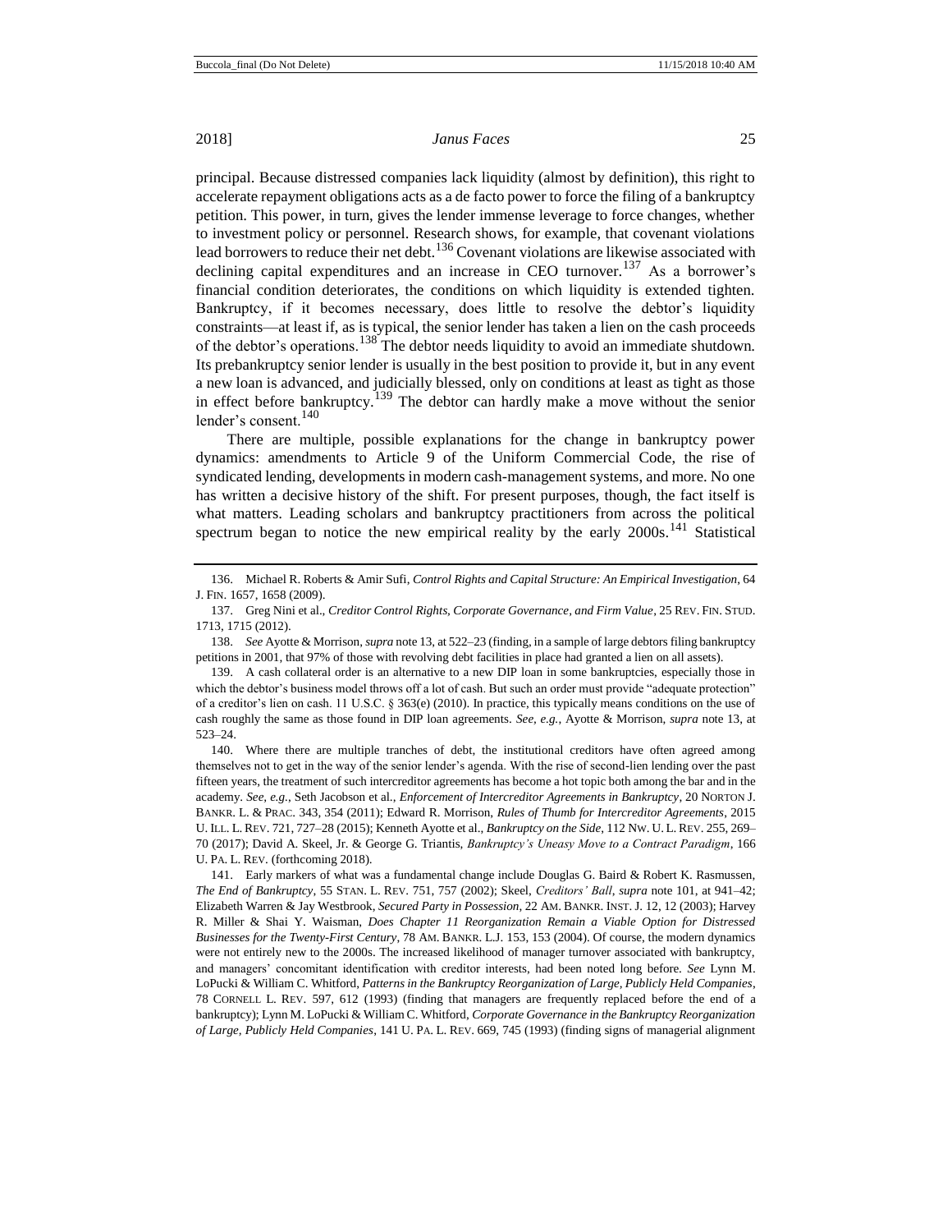principal. Because distressed companies lack liquidity (almost by definition), this right to accelerate repayment obligations acts as a de facto power to force the filing of a bankruptcy petition. This power, in turn, gives the lender immense leverage to force changes, whether to investment policy or personnel. Research shows, for example, that covenant violations lead borrowers to reduce their net debt.[136] Covenant violations are likewise associated with declining capital expenditures and an increase in CEO turnover.[137] As a borrower's financial condition deteriorates, the conditions on which liquidity is extended tighten. Bankruptcy, if it becomes necessary, does little to resolve the debtor's liquidity constraints—at least if, as is typical, the senior lender has taken a lien on the cash proceeds of the debtor's operations.[138] The debtor needs liquidity to avoid an immediate shutdown. Its prebankruptcy senior lender is usually in the best position to provide it, but in any event a new loan is advanced, and judicially blessed, only on conditions at least as tight as those in effect before bankruptcy.[139] The debtor can hardly make a move without the senior lender's consent.[140]

There are multiple, possible explanations for the change in bankruptcy power dynamics: amendments to Article 9 of the Uniform Commercial Code, the rise of syndicated lending, developments in modern cash-management systems, and more. No one has written a decisive history of the shift. For present purposes, though, the fact itself is what matters. Leading scholars and bankruptcy practitioners from across the political spectrum began to notice the new empirical reality by the early 2000s.[141] Statistical

---

136. Michael R. Roberts & Amir Sufi, *Control Rights and Capital Structure: An Empirical Investigation*, 64 J. FIN. 1657, 1658 (2009).

137. Greg Nini et al., *Creditor Control Rights, Corporate Governance, and Firm Value*, 25 REV. FIN. STUD. 1713, 1715 (2012).

138. *See* Ayotte & Morrison, *supra* note 13, at 522–23 (finding, in a sample of large debtors filing bankruptcy petitions in 2001, that 97% of those with revolving debt facilities in place had granted a lien on all assets).

139. A cash collateral order is an alternative to a new DIP loan in some bankruptcies, especially those in which the debtor's business model throws off a lot of cash. But such an order must provide "adequate protection" of a creditor's lien on cash. 11 U.S.C. § 363(e) (2010). In practice, this typically means conditions on the use of cash roughly the same as those found in DIP loan agreements. *See, e.g.*, Ayotte & Morrison, *supra* note 13, at 523–24.

140. Where there are multiple tranches of debt, the institutional creditors have often agreed among themselves not to get in the way of the senior lender's agenda. With the rise of second-lien lending over the past fifteen years, the treatment of such intercreditor agreements has become a hot topic both among the bar and in the academy. *See, e.g.*, Seth Jacobson et al., *Enforcement of Intercreditor Agreements in Bankruptcy*, 20 NORTON J. BANKR. L. & PRAC. 343, 354 (2011); Edward R. Morrison, *Rules of Thumb for Intercreditor Agreements*, 2015 U. ILL. L. REV. 721, 727–28 (2015); Kenneth Ayotte et al., *Bankruptcy on the Side*, 112 NW. U. L. REV. 255, 269–70 (2017); David A. Skeel, Jr. & George G. Triantis, *Bankruptcy's Uneasy Move to a Contract Paradigm*, 166 U. PA. L. REV. (forthcoming 2018).

141. Early markers of what was a fundamental change include Douglas G. Baird & Robert K. Rasmussen, *The End of Bankruptcy*, 55 STAN. L. REV. 751, 757 (2002); Skeel, *Creditors' Ball*, *supra* note 101, at 941–42; Elizabeth Warren & Jay Westbrook, *Secured Party in Possession*, 22 AM. BANKR. INST. J. 12, 12 (2003); Harvey R. Miller & Shai Y. Waisman, *Does Chapter 11 Reorganization Remain a Viable Option for Distressed Businesses for the Twenty-First Century*, 78 AM. BANKR. L.J. 153, 153 (2004). Of course, the modern dynamics were not entirely new to the 2000s. The increased likelihood of manager turnover associated with bankruptcy, and managers' concomitant identification with creditor interests, had been noted long before. *See* Lynn M. LoPucki & William C. Whitford, *Patterns in the Bankruptcy Reorganization of Large, Publicly Held Companies*, 78 CORNELL L. REV. 597, 612 (1993) (finding that managers are frequently replaced before the end of a bankruptcy); Lynn M. LoPucki & William C. Whitford, *Corporate Governance in the Bankruptcy Reorganization of Large, Publicly Held Companies*, 141 U. PA. L. REV. 669, 745 (1993) (finding signs of managerial alignment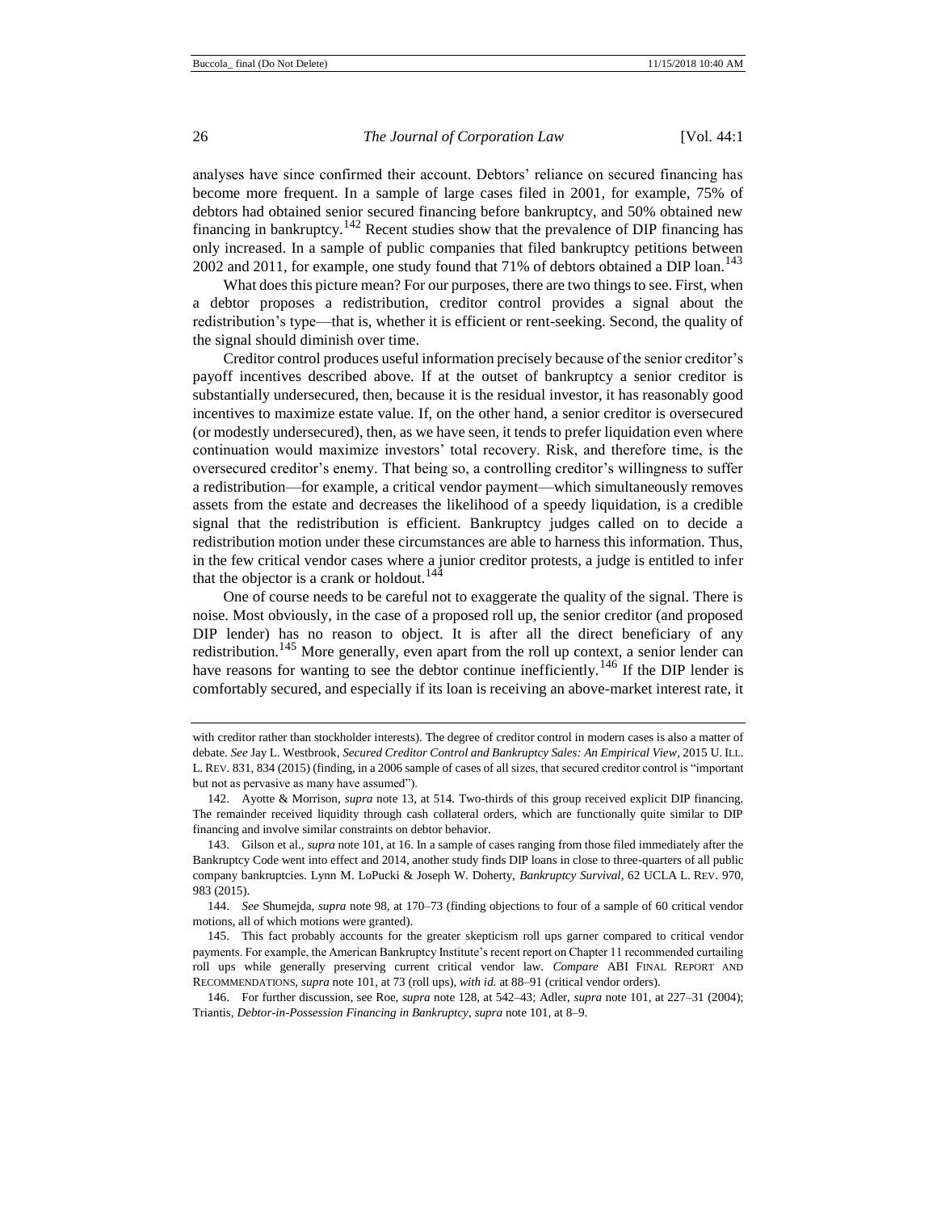analyses have since confirmed their account. Debtors' reliance on secured financing has become more frequent. In a sample of large cases filed in 2001, for example, 75% of debtors had obtained senior secured financing before bankruptcy, and 50% obtained new financing in bankruptcy.[142] Recent studies show that the prevalence of DIP financing has only increased. In a sample of public companies that filed bankruptcy petitions between 2002 and 2011, for example, one study found that 71% of debtors obtained a DIP loan.[143]

What does this picture mean? For our purposes, there are two things to see. First, when a debtor proposes a redistribution, creditor control provides a signal about the redistribution's type—that is, whether it is efficient or rent-seeking. Second, the quality of the signal should diminish over time.

Creditor control produces useful information precisely because of the senior creditor's payoff incentives described above. If at the outset of bankruptcy a senior creditor is substantially undersecured, then, because it is the residual investor, it has reasonably good incentives to maximize estate value. If, on the other hand, a senior creditor is oversecured (or modestly undersecured), then, as we have seen, it tends to prefer liquidation even where continuation would maximize investors' total recovery. Risk, and therefore time, is the oversecured creditor's enemy. That being so, a controlling creditor's willingness to suffer a redistribution—for example, a critical vendor payment—which simultaneously removes assets from the estate and decreases the likelihood of a speedy liquidation, is a credible signal that the redistribution is efficient. Bankruptcy judges called on to decide a redistribution motion under these circumstances are able to harness this information. Thus, in the few critical vendor cases where a junior creditor protests, a judge is entitled to infer that the objector is a crank or holdout.[144]

One of course needs to be careful not to exaggerate the quality of the signal. There is noise. Most obviously, in the case of a proposed roll up, the senior creditor (and proposed DIP lender) has no reason to object. It is after all the direct beneficiary of any redistribution.[145] More generally, even apart from the roll up context, a senior lender can have reasons for wanting to see the debtor continue inefficiently.[146] If the DIP lender is comfortably secured, and especially if its loan is receiving an above-market interest rate, it

---

with creditor rather than stockholder interests). The degree of creditor control in modern cases is also a matter of debate. *See* Jay L. Westbrook, *Secured Creditor Control and Bankruptcy Sales: An Empirical View*, 2015 U. ILL. L. REV. 831, 834 (2015) (finding, in a 2006 sample of cases of all sizes, that secured creditor control is "important but not as pervasive as many have assumed").

142. Ayotte & Morrison, *supra* note 13, at 514. Two-thirds of this group received explicit DIP financing. The remainder received liquidity through cash collateral orders, which are functionally quite similar to DIP financing and involve similar constraints on debtor behavior.

143. Gilson et al., *supra* note 101, at 16. In a sample of cases ranging from those filed immediately after the Bankruptcy Code went into effect and 2014, another study finds DIP loans in close to three-quarters of all public company bankruptcies. Lynn M. LoPucki & Joseph W. Doherty, *Bankruptcy Survival*, 62 UCLA L. REV. 970, 983 (2015).

144. *See* Shumejda, *supra* note 98, at 170–73 (finding objections to four of a sample of 60 critical vendor motions, all of which motions were granted).

145. This fact probably accounts for the greater skepticism roll ups garner compared to critical vendor payments. For example, the American Bankruptcy Institute's recent report on Chapter 11 recommended curtailing roll ups while generally preserving current critical vendor law. *Compare* ABI FINAL REPORT AND RECOMMENDATIONS, *supra* note 101, at 73 (roll ups), *with id.* at 88–91 (critical vendor orders).

146. For further discussion, see Roe, *supra* note 128, at 542–43; Adler, *supra* note 101, at 227–31 (2004); Triantis, *Debtor-in-Possession Financing in Bankruptcy*, *supra* note 101, at 8–9.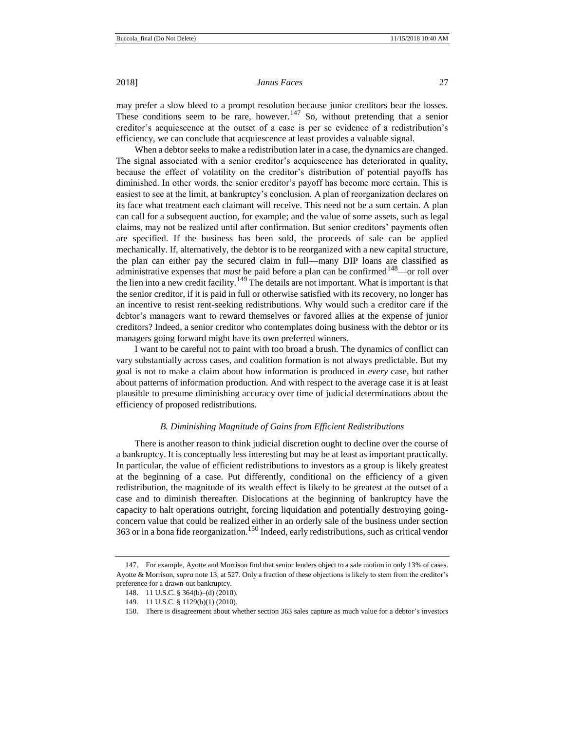may prefer a slow bleed to a prompt resolution because junior creditors bear the losses. These conditions seem to be rare, however.[147] So, without pretending that a senior creditor's acquiescence at the outset of a case is per se evidence of a redistribution's efficiency, we can conclude that acquiescence at least provides a valuable signal.

When a debtor seeks to make a redistribution later in a case, the dynamics are changed. The signal associated with a senior creditor's acquiescence has deteriorated in quality, because the effect of volatility on the creditor's distribution of potential payoffs has diminished. In other words, the senior creditor's payoff has become more certain. This is easiest to see at the limit, at bankruptcy's conclusion. A plan of reorganization declares on its face what treatment each claimant will receive. This need not be a sum certain. A plan can call for a subsequent auction, for example; and the value of some assets, such as legal claims, may not be realized until after confirmation. But senior creditors' payments often are specified. If the business has been sold, the proceeds of sale can be applied mechanically. If, alternatively, the debtor is to be reorganized with a new capital structure, the plan can either pay the secured claim in full—many DIP loans are classified as administrative expenses that *must* be paid before a plan can be confirmed[148]—or roll over the lien into a new credit facility.[149] The details are not important. What is important is that the senior creditor, if it is paid in full or otherwise satisfied with its recovery, no longer has an incentive to resist rent-seeking redistributions. Why would such a creditor care if the debtor's managers want to reward themselves or favored allies at the expense of junior creditors? Indeed, a senior creditor who contemplates doing business with the debtor or its managers going forward might have its own preferred winners.

I want to be careful not to paint with too broad a brush. The dynamics of conflict can vary substantially across cases, and coalition formation is not always predictable. But my goal is not to make a claim about how information is produced in *every* case, but rather about patterns of information production. And with respect to the average case it is at least plausible to presume diminishing accuracy over time of judicial determinations about the efficiency of proposed redistributions.

### *B. Diminishing Magnitude of Gains from Efficient Redistributions*

There is another reason to think judicial discretion ought to decline over the course of a bankruptcy. It is conceptually less interesting but may be at least as important practically. In particular, the value of efficient redistributions to investors as a group is likely greatest at the beginning of a case. Put differently, conditional on the efficiency of a given redistribution, the magnitude of its wealth effect is likely to be greatest at the outset of a case and to diminish thereafter. Dislocations at the beginning of bankruptcy have the capacity to halt operations outright, forcing liquidation and potentially destroying going-concern value that could be realized either in an orderly sale of the business under section 363 or in a bona fide reorganization.[150] Indeed, early redistributions, such as critical vendor

---

147. For example, Ayotte and Morrison find that senior lenders object to a sale motion in only 13% of cases. Ayotte & Morrison, *supra* note 13, at 527. Only a fraction of these objections is likely to stem from the creditor's preference for a drawn-out bankruptcy.

148. 11 U.S.C. § 364(b)–(d) (2010).

149. 11 U.S.C. § 1129(b)(1) (2010).

150. There is disagreement about whether section 363 sales capture as much value for a debtor's investors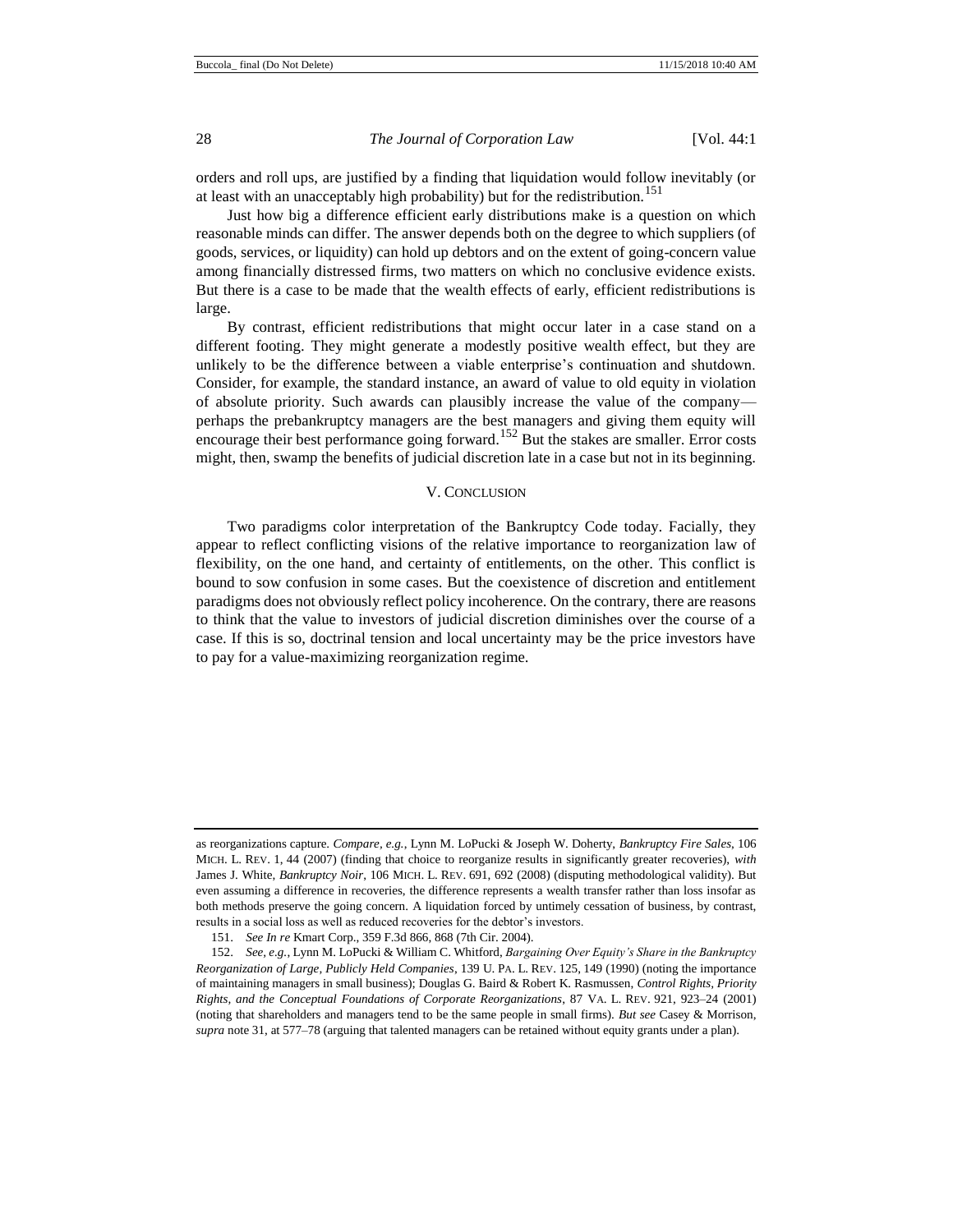orders and roll ups, are justified by a finding that liquidation would follow inevitably (or at least with an unacceptably high probability) but for the redistribution.[151]

Just how big a difference efficient early distributions make is a question on which reasonable minds can differ. The answer depends both on the degree to which suppliers (of goods, services, or liquidity) can hold up debtors and on the extent of going-concern value among financially distressed firms, two matters on which no conclusive evidence exists. But there is a case to be made that the wealth effects of early, efficient redistributions is large.

By contrast, efficient redistributions that might occur later in a case stand on a different footing. They might generate a modestly positive wealth effect, but they are unlikely to be the difference between a viable enterprise's continuation and shutdown. Consider, for example, the standard instance, an award of value to old equity in violation of absolute priority. Such awards can plausibly increase the value of the company—perhaps the prebankruptcy managers are the best managers and giving them equity will encourage their best performance going forward.[152] But the stakes are smaller. Error costs might, then, swamp the benefits of judicial discretion late in a case but not in its beginning.

## V. CONCLUSION

Two paradigms color interpretation of the Bankruptcy Code today. Facially, they appear to reflect conflicting visions of the relative importance to reorganization law of flexibility, on the one hand, and certainty of entitlements, on the other. This conflict is bound to sow confusion in some cases. But the coexistence of discretion and entitlement paradigms does not obviously reflect policy incoherence. On the contrary, there are reasons to think that the value to investors of judicial discretion diminishes over the course of a case. If this is so, doctrinal tension and local uncertainty may be the price investors have to pay for a value-maximizing reorganization regime.

---

as reorganizations capture. *Compare, e.g.*, Lynn M. LoPucki & Joseph W. Doherty, *Bankruptcy Fire Sales*, 106 MICH. L. REV. 1, 44 (2007) (finding that choice to reorganize results in significantly greater recoveries), *with* James J. White, *Bankruptcy Noir*, 106 MICH. L. REV. 691, 692 (2008) (disputing methodological validity). But even assuming a difference in recoveries, the difference represents a wealth transfer rather than loss insofar as both methods preserve the going concern. A liquidation forced by untimely cessation of business, by contrast, results in a social loss as well as reduced recoveries for the debtor's investors.

151. *See In re* Kmart Corp., 359 F.3d 866, 868 (7th Cir. 2004).

152. *See, e.g.*, Lynn M. LoPucki & William C. Whitford, *Bargaining Over Equity's Share in the Bankruptcy Reorganization of Large, Publicly Held Companies*, 139 U. PA. L. REV. 125, 149 (1990) (noting the importance of maintaining managers in small business); Douglas G. Baird & Robert K. Rasmussen, *Control Rights, Priority Rights, and the Conceptual Foundations of Corporate Reorganizations*, 87 VA. L. REV. 921, 923–24 (2001) (noting that shareholders and managers tend to be the same people in small firms). *But see* Casey & Morrison, *supra* note 31, at 577–78 (arguing that talented managers can be retained without equity grants under a plan).